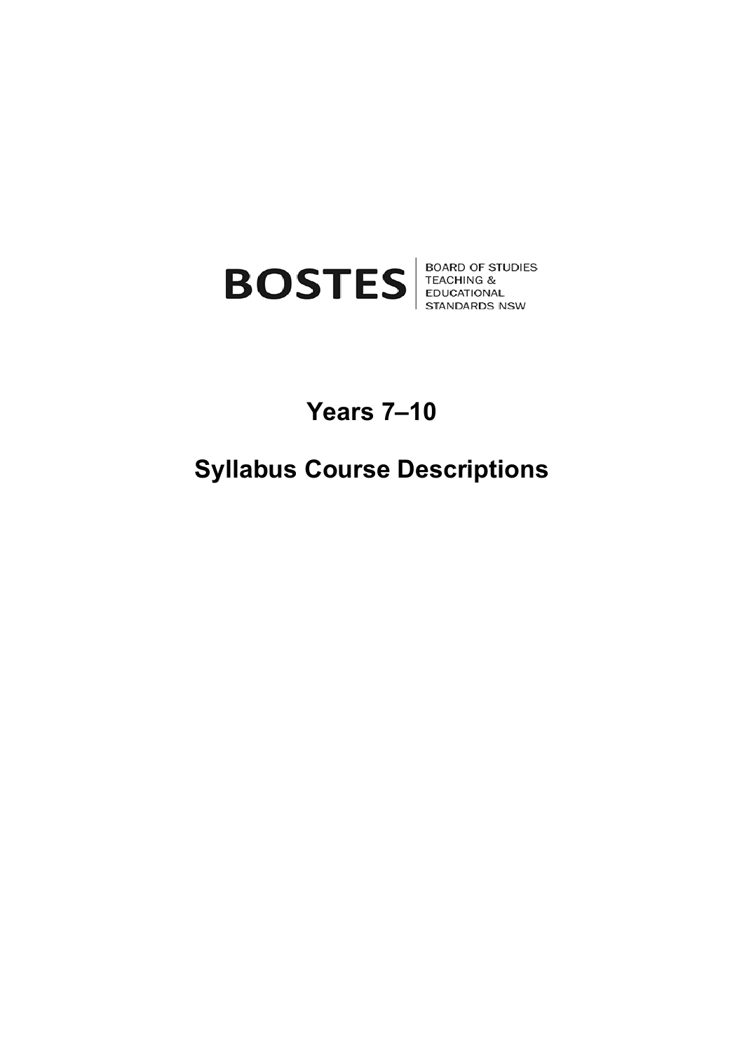BOSTES | BOARD OF STUDIES TEACHING & EDUCATIONAL STANDARDS NSW

# Years 7–10

# Syllabus Course Descriptions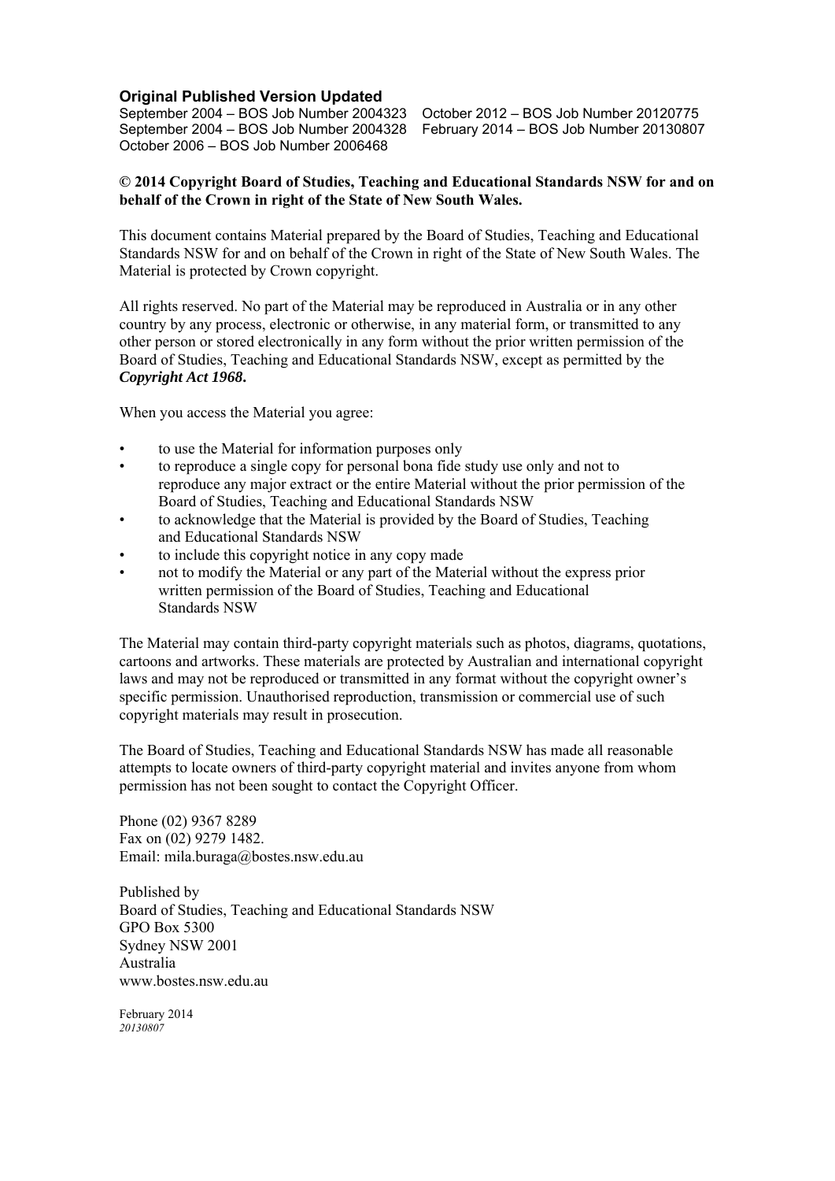**Original Published Version Updated**

September 2004 – BOS Job Number 2004323
September 2004 – BOS Job Number 2004328
October 2006 – BOS Job Number 2006468
October 2012 – BOS Job Number 20120775
February 2014 – BOS Job Number 20130807

**© 2014 Copyright Board of Studies, Teaching and Educational Standards NSW for and on behalf of the Crown in right of the State of New South Wales.**

This document contains Material prepared by the Board of Studies, Teaching and Educational Standards NSW for and on behalf of the Crown in right of the State of New South Wales. The Material is protected by Crown copyright.

All rights reserved. No part of the Material may be reproduced in Australia or in any other country by any process, electronic or otherwise, in any material form, or transmitted to any other person or stored electronically in any form without the prior written permission of the Board of Studies, Teaching and Educational Standards NSW, except as permitted by the ***Copyright Act 1968***.

When you access the Material you agree:

- to use the Material for information purposes only
- to reproduce a single copy for personal bona fide study use only and not to reproduce any major extract or the entire Material without the prior permission of the Board of Studies, Teaching and Educational Standards NSW
- to acknowledge that the Material is provided by the Board of Studies, Teaching and Educational Standards NSW
- to include this copyright notice in any copy made
- not to modify the Material or any part of the Material without the express prior written permission of the Board of Studies, Teaching and Educational Standards NSW

The Material may contain third-party copyright materials such as photos, diagrams, quotations, cartoons and artworks. These materials are protected by Australian and international copyright laws and may not be reproduced or transmitted in any format without the copyright owner's specific permission. Unauthorised reproduction, transmission or commercial use of such copyright materials may result in prosecution.

The Board of Studies, Teaching and Educational Standards NSW has made all reasonable attempts to locate owners of third-party copyright material and invites anyone from whom permission has not been sought to contact the Copyright Officer.

Phone (02) 9367 8289
Fax on (02) 9279 1482.
Email: mila.buraga@bostes.nsw.edu.au

Published by
Board of Studies, Teaching and Educational Standards NSW
GPO Box 5300
Sydney NSW 2001
Australia
www.bostes.nsw.edu.au

February 2014
*20130807*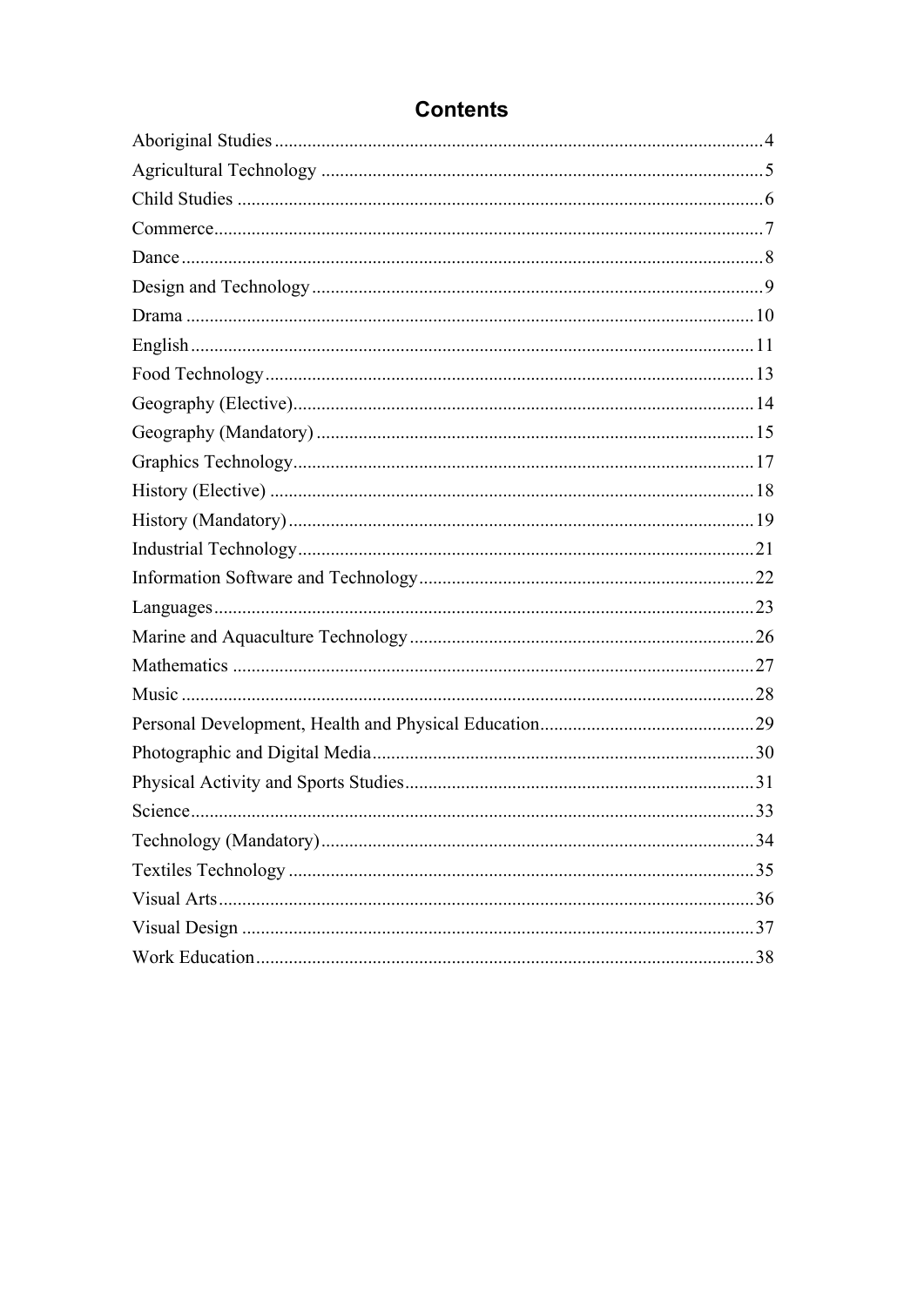# Contents

Aboriginal Studies ........................................................................................................ 4
Agricultural Technology ............................................................................................. 5
Child Studies ............................................................................................................... 6
Commerce .................................................................................................................... 7
Dance ........................................................................................................................... 8
Design and Technology ................................................................................................ 9
Drama ......................................................................................................................... 10
English ........................................................................................................................ 11
Food Technology ........................................................................................................ 13
Geography (Elective) .................................................................................................. 14
Geography (Mandatory) ............................................................................................. 15
Graphics Technology .................................................................................................. 17
History (Elective) ....................................................................................................... 18
History (Mandatory) ................................................................................................... 19
Industrial Technology ................................................................................................. 21
Information Software and Technology ........................................................................ 22
Languages .................................................................................................................. 23
Marine and Aquaculture Technology .......................................................................... 26
Mathematics ............................................................................................................... 27
Music ......................................................................................................................... 28
Personal Development, Health and Physical Education .............................................. 29
Photographic and Digital Media ................................................................................. 30
Physical Activity and Sports Studies ........................................................................... 31
Science ........................................................................................................................ 33
Technology (Mandatory) ............................................................................................ 34
Textiles Technology .................................................................................................... 35
Visual Arts .................................................................................................................. 36
Visual Design ............................................................................................................. 37
Work Education .......................................................................................................... 38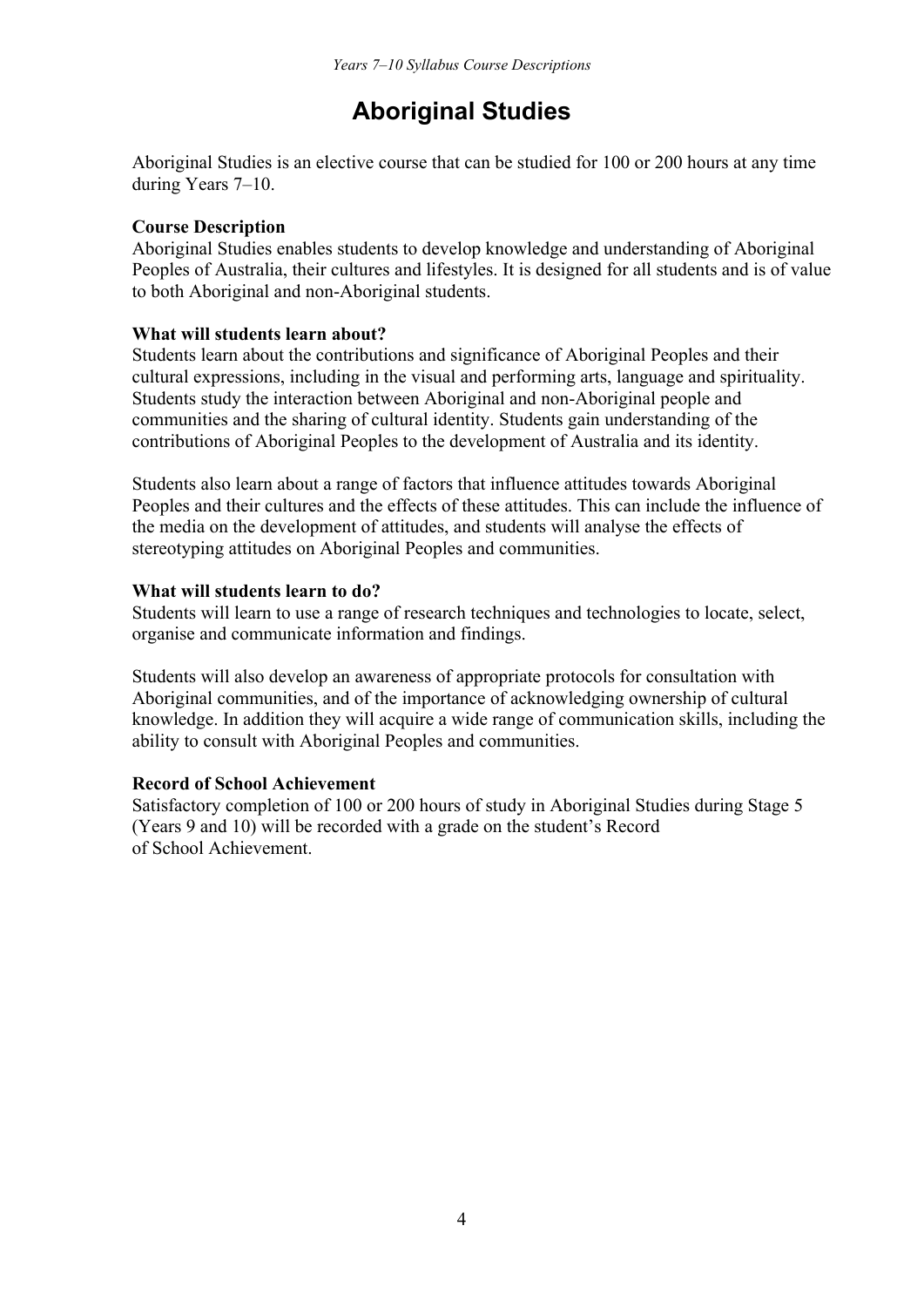# Aboriginal Studies

Aboriginal Studies is an elective course that can be studied for 100 or 200 hours at any time during Years 7–10.

**Course Description**

Aboriginal Studies enables students to develop knowledge and understanding of Aboriginal Peoples of Australia, their cultures and lifestyles. It is designed for all students and is of value to both Aboriginal and non-Aboriginal students.

**What will students learn about?**

Students learn about the contributions and significance of Aboriginal Peoples and their cultural expressions, including in the visual and performing arts, language and spirituality. Students study the interaction between Aboriginal and non-Aboriginal people and communities and the sharing of cultural identity. Students gain understanding of the contributions of Aboriginal Peoples to the development of Australia and its identity.

Students also learn about a range of factors that influence attitudes towards Aboriginal Peoples and their cultures and the effects of these attitudes. This can include the influence of the media on the development of attitudes, and students will analyse the effects of stereotyping attitudes on Aboriginal Peoples and communities.

**What will students learn to do?**

Students will learn to use a range of research techniques and technologies to locate, select, organise and communicate information and findings.

Students will also develop an awareness of appropriate protocols for consultation with Aboriginal communities, and of the importance of acknowledging ownership of cultural knowledge. In addition they will acquire a wide range of communication skills, including the ability to consult with Aboriginal Peoples and communities.

**Record of School Achievement**

Satisfactory completion of 100 or 200 hours of study in Aboriginal Studies during Stage 5 (Years 9 and 10) will be recorded with a grade on the student's Record of School Achievement.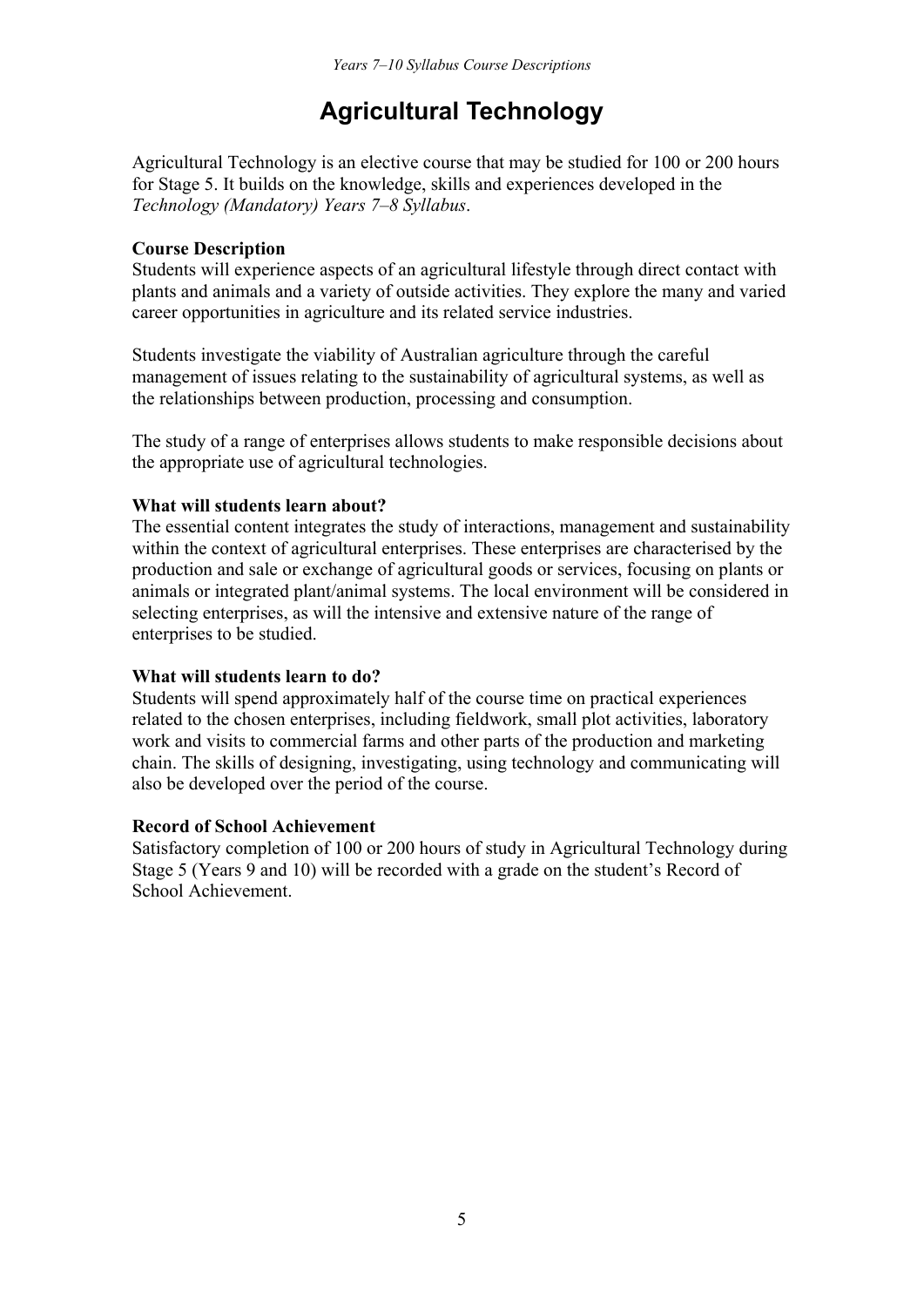# Agricultural Technology

Agricultural Technology is an elective course that may be studied for 100 or 200 hours for Stage 5. It builds on the knowledge, skills and experiences developed in the *Technology (Mandatory) Years 7–8 Syllabus*.

**Course Description**

Students will experience aspects of an agricultural lifestyle through direct contact with plants and animals and a variety of outside activities. They explore the many and varied career opportunities in agriculture and its related service industries.

Students investigate the viability of Australian agriculture through the careful management of issues relating to the sustainability of agricultural systems, as well as the relationships between production, processing and consumption.

The study of a range of enterprises allows students to make responsible decisions about the appropriate use of agricultural technologies.

**What will students learn about?**

The essential content integrates the study of interactions, management and sustainability within the context of agricultural enterprises. These enterprises are characterised by the production and sale or exchange of agricultural goods or services, focusing on plants or animals or integrated plant/animal systems. The local environment will be considered in selecting enterprises, as will the intensive and extensive nature of the range of enterprises to be studied.

**What will students learn to do?**

Students will spend approximately half of the course time on practical experiences related to the chosen enterprises, including fieldwork, small plot activities, laboratory work and visits to commercial farms and other parts of the production and marketing chain. The skills of designing, investigating, using technology and communicating will also be developed over the period of the course.

**Record of School Achievement**

Satisfactory completion of 100 or 200 hours of study in Agricultural Technology during Stage 5 (Years 9 and 10) will be recorded with a grade on the student's Record of School Achievement.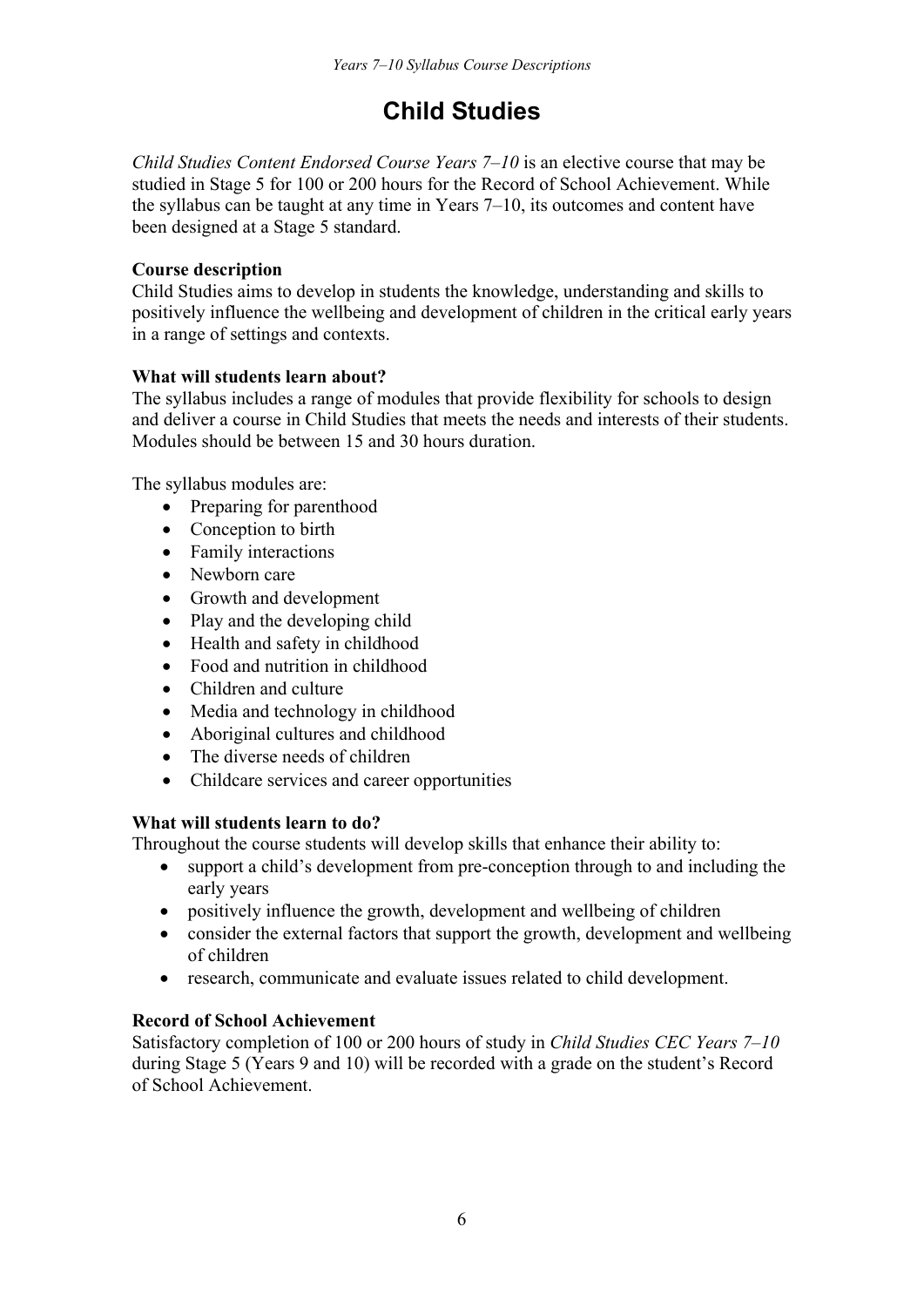# Child Studies

*Child Studies Content Endorsed Course Years 7–10* is an elective course that may be studied in Stage 5 for 100 or 200 hours for the Record of School Achievement. While the syllabus can be taught at any time in Years 7–10, its outcomes and content have been designed at a Stage 5 standard.

**Course description**

Child Studies aims to develop in students the knowledge, understanding and skills to positively influence the wellbeing and development of children in the critical early years in a range of settings and contexts.

**What will students learn about?**

The syllabus includes a range of modules that provide flexibility for schools to design and deliver a course in Child Studies that meets the needs and interests of their students. Modules should be between 15 and 30 hours duration.

The syllabus modules are:

- Preparing for parenthood
- Conception to birth
- Family interactions
- Newborn care
- Growth and development
- Play and the developing child
- Health and safety in childhood
- Food and nutrition in childhood
- Children and culture
- Media and technology in childhood
- Aboriginal cultures and childhood
- The diverse needs of children
- Childcare services and career opportunities

**What will students learn to do?**

Throughout the course students will develop skills that enhance their ability to:

- support a child's development from pre-conception through to and including the early years
- positively influence the growth, development and wellbeing of children
- consider the external factors that support the growth, development and wellbeing of children
- research, communicate and evaluate issues related to child development.

**Record of School Achievement**

Satisfactory completion of 100 or 200 hours of study in *Child Studies CEC Years 7–10* during Stage 5 (Years 9 and 10) will be recorded with a grade on the student's Record of School Achievement.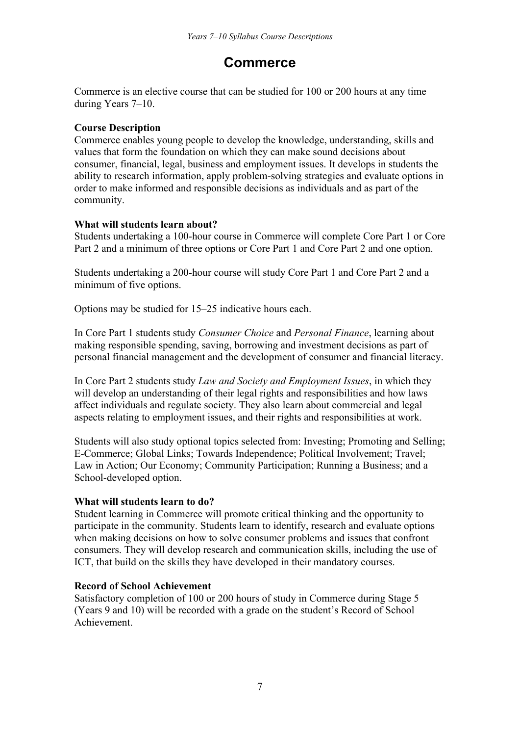# Commerce

Commerce is an elective course that can be studied for 100 or 200 hours at any time during Years 7–10.

**Course Description**
Commerce enables young people to develop the knowledge, understanding, skills and values that form the foundation on which they can make sound decisions about consumer, financial, legal, business and employment issues. It develops in students the ability to research information, apply problem-solving strategies and evaluate options in order to make informed and responsible decisions as individuals and as part of the community.

**What will students learn about?**
Students undertaking a 100-hour course in Commerce will complete Core Part 1 or Core Part 2 and a minimum of three options or Core Part 1 and Core Part 2 and one option.

Students undertaking a 200-hour course will study Core Part 1 and Core Part 2 and a minimum of five options.

Options may be studied for 15–25 indicative hours each.

In Core Part 1 students study *Consumer Choice* and *Personal Finance*, learning about making responsible spending, saving, borrowing and investment decisions as part of personal financial management and the development of consumer and financial literacy.

In Core Part 2 students study *Law and Society and Employment Issues*, in which they will develop an understanding of their legal rights and responsibilities and how laws affect individuals and regulate society. They also learn about commercial and legal aspects relating to employment issues, and their rights and responsibilities at work.

Students will also study optional topics selected from: Investing; Promoting and Selling; E-Commerce; Global Links; Towards Independence; Political Involvement; Travel; Law in Action; Our Economy; Community Participation; Running a Business; and a School-developed option.

**What will students learn to do?**
Student learning in Commerce will promote critical thinking and the opportunity to participate in the community. Students learn to identify, research and evaluate options when making decisions on how to solve consumer problems and issues that confront consumers. They will develop research and communication skills, including the use of ICT, that build on the skills they have developed in their mandatory courses.

**Record of School Achievement**
Satisfactory completion of 100 or 200 hours of study in Commerce during Stage 5 (Years 9 and 10) will be recorded with a grade on the student's Record of School Achievement.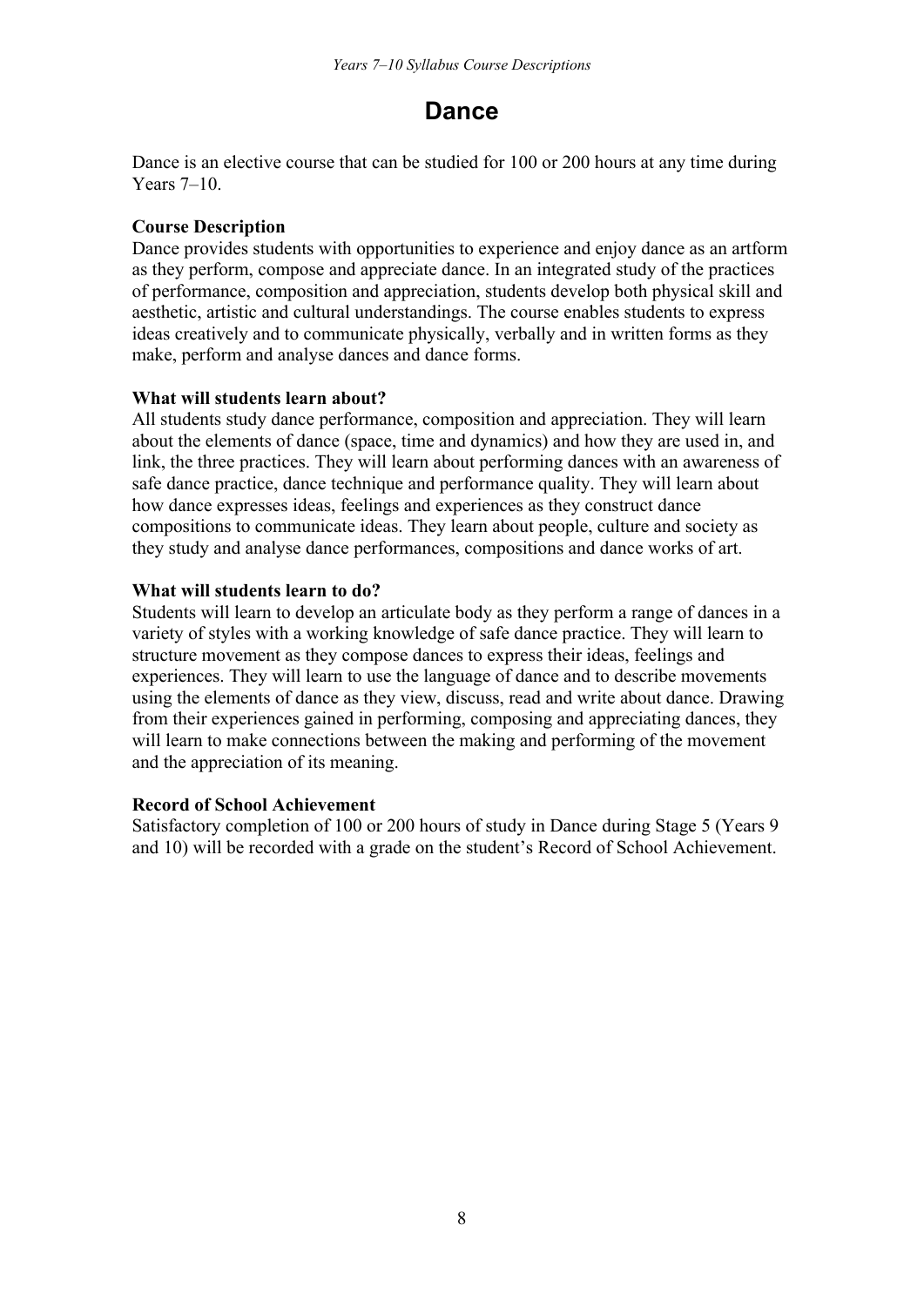# Dance

Dance is an elective course that can be studied for 100 or 200 hours at any time during Years 7–10.

**Course Description**

Dance provides students with opportunities to experience and enjoy dance as an artform as they perform, compose and appreciate dance. In an integrated study of the practices of performance, composition and appreciation, students develop both physical skill and aesthetic, artistic and cultural understandings. The course enables students to express ideas creatively and to communicate physically, verbally and in written forms as they make, perform and analyse dances and dance forms.

**What will students learn about?**

All students study dance performance, composition and appreciation. They will learn about the elements of dance (space, time and dynamics) and how they are used in, and link, the three practices. They will learn about performing dances with an awareness of safe dance practice, dance technique and performance quality. They will learn about how dance expresses ideas, feelings and experiences as they construct dance compositions to communicate ideas. They learn about people, culture and society as they study and analyse dance performances, compositions and dance works of art.

**What will students learn to do?**

Students will learn to develop an articulate body as they perform a range of dances in a variety of styles with a working knowledge of safe dance practice. They will learn to structure movement as they compose dances to express their ideas, feelings and experiences. They will learn to use the language of dance and to describe movements using the elements of dance as they view, discuss, read and write about dance. Drawing from their experiences gained in performing, composing and appreciating dances, they will learn to make connections between the making and performing of the movement and the appreciation of its meaning.

**Record of School Achievement**

Satisfactory completion of 100 or 200 hours of study in Dance during Stage 5 (Years 9 and 10) will be recorded with a grade on the student's Record of School Achievement.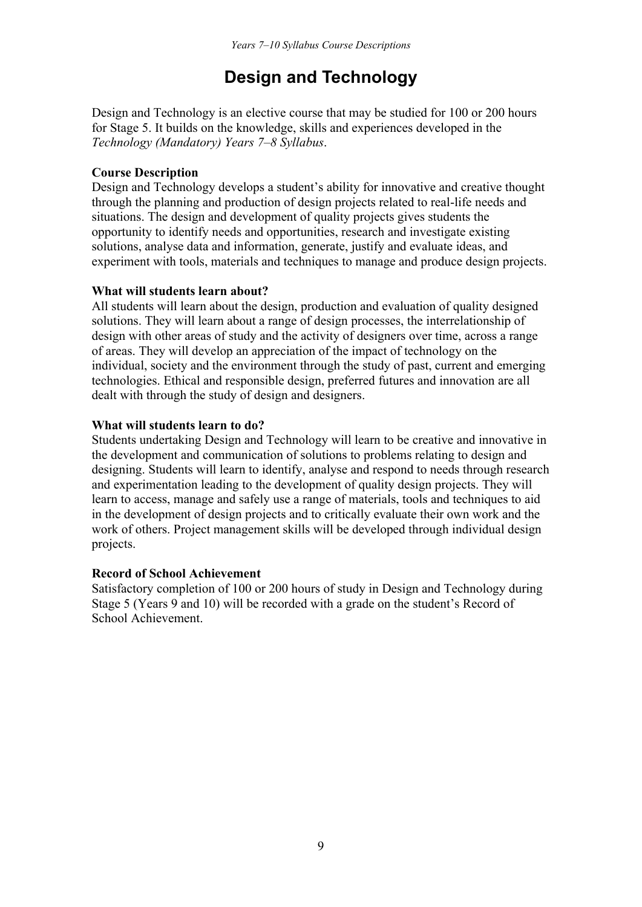# Design and Technology

Design and Technology is an elective course that may be studied for 100 or 200 hours for Stage 5. It builds on the knowledge, skills and experiences developed in the *Technology (Mandatory) Years 7–8 Syllabus*.

**Course Description**

Design and Technology develops a student's ability for innovative and creative thought through the planning and production of design projects related to real-life needs and situations. The design and development of quality projects gives students the opportunity to identify needs and opportunities, research and investigate existing solutions, analyse data and information, generate, justify and evaluate ideas, and experiment with tools, materials and techniques to manage and produce design projects.

**What will students learn about?**

All students will learn about the design, production and evaluation of quality designed solutions. They will learn about a range of design processes, the interrelationship of design with other areas of study and the activity of designers over time, across a range of areas. They will develop an appreciation of the impact of technology on the individual, society and the environment through the study of past, current and emerging technologies. Ethical and responsible design, preferred futures and innovation are all dealt with through the study of design and designers.

**What will students learn to do?**

Students undertaking Design and Technology will learn to be creative and innovative in the development and communication of solutions to problems relating to design and designing. Students will learn to identify, analyse and respond to needs through research and experimentation leading to the development of quality design projects. They will learn to access, manage and safely use a range of materials, tools and techniques to aid in the development of design projects and to critically evaluate their own work and the work of others. Project management skills will be developed through individual design projects.

**Record of School Achievement**

Satisfactory completion of 100 or 200 hours of study in Design and Technology during Stage 5 (Years 9 and 10) will be recorded with a grade on the student's Record of School Achievement.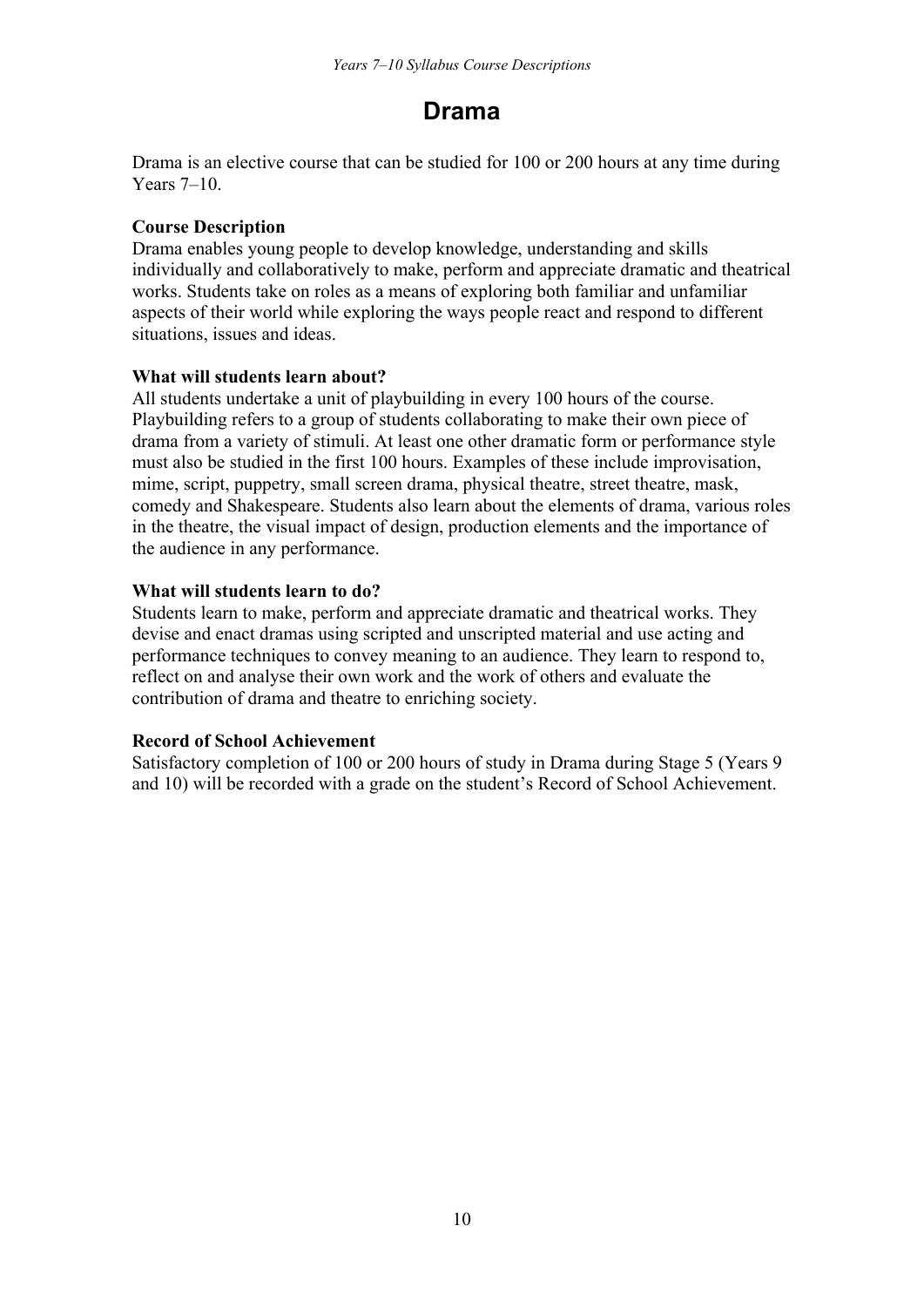# Drama

Drama is an elective course that can be studied for 100 or 200 hours at any time during Years 7–10.

**Course Description**

Drama enables young people to develop knowledge, understanding and skills individually and collaboratively to make, perform and appreciate dramatic and theatrical works. Students take on roles as a means of exploring both familiar and unfamiliar aspects of their world while exploring the ways people react and respond to different situations, issues and ideas.

**What will students learn about?**

All students undertake a unit of playbuilding in every 100 hours of the course. Playbuilding refers to a group of students collaborating to make their own piece of drama from a variety of stimuli. At least one other dramatic form or performance style must also be studied in the first 100 hours. Examples of these include improvisation, mime, script, puppetry, small screen drama, physical theatre, street theatre, mask, comedy and Shakespeare. Students also learn about the elements of drama, various roles in the theatre, the visual impact of design, production elements and the importance of the audience in any performance.

**What will students learn to do?**

Students learn to make, perform and appreciate dramatic and theatrical works. They devise and enact dramas using scripted and unscripted material and use acting and performance techniques to convey meaning to an audience. They learn to respond to, reflect on and analyse their own work and the work of others and evaluate the contribution of drama and theatre to enriching society.

**Record of School Achievement**

Satisfactory completion of 100 or 200 hours of study in Drama during Stage 5 (Years 9 and 10) will be recorded with a grade on the student's Record of School Achievement.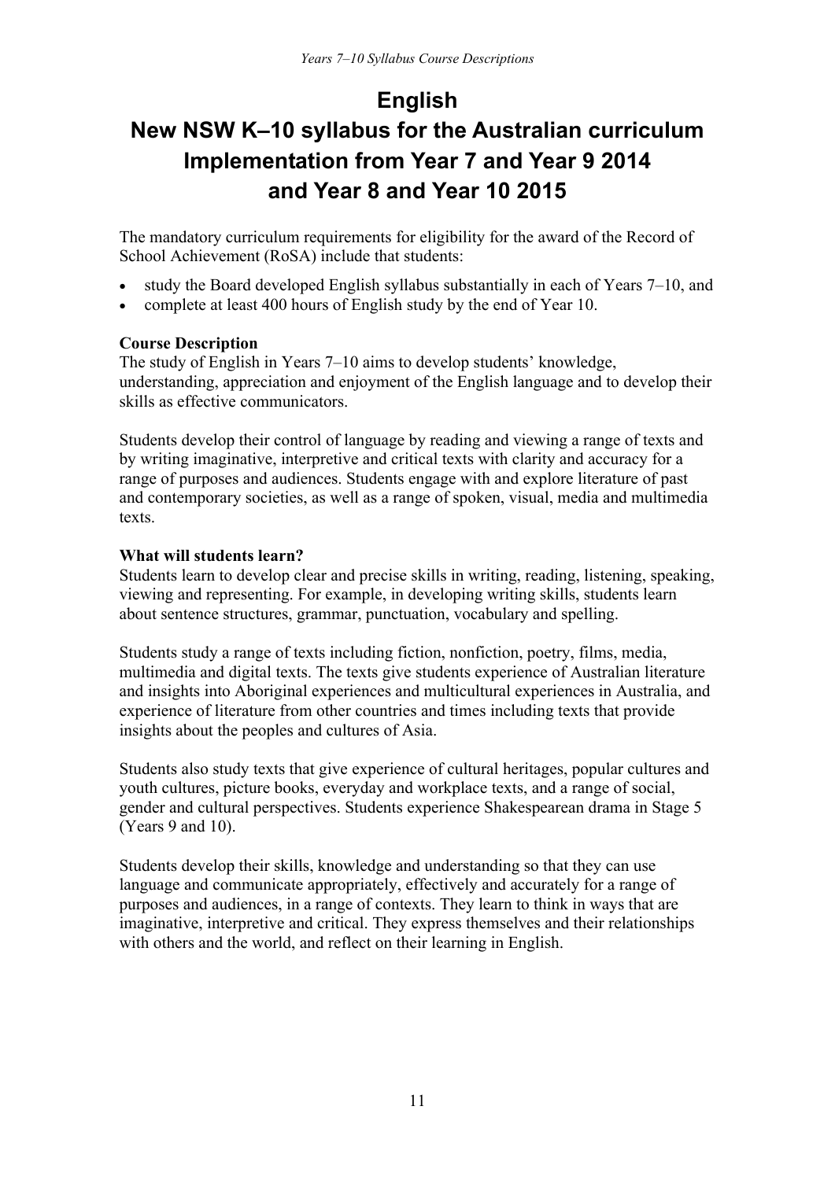# English

# New NSW K–10 syllabus for the Australian curriculum Implementation from Year 7 and Year 9 2014 and Year 8 and Year 10 2015

The mandatory curriculum requirements for eligibility for the award of the Record of School Achievement (RoSA) include that students:

- study the Board developed English syllabus substantially in each of Years 7–10, and
- complete at least 400 hours of English study by the end of Year 10.

**Course Description**

The study of English in Years 7–10 aims to develop students' knowledge, understanding, appreciation and enjoyment of the English language and to develop their skills as effective communicators.

Students develop their control of language by reading and viewing a range of texts and by writing imaginative, interpretive and critical texts with clarity and accuracy for a range of purposes and audiences. Students engage with and explore literature of past and contemporary societies, as well as a range of spoken, visual, media and multimedia texts.

**What will students learn?**

Students learn to develop clear and precise skills in writing, reading, listening, speaking, viewing and representing. For example, in developing writing skills, students learn about sentence structures, grammar, punctuation, vocabulary and spelling.

Students study a range of texts including fiction, nonfiction, poetry, films, media, multimedia and digital texts. The texts give students experience of Australian literature and insights into Aboriginal experiences and multicultural experiences in Australia, and experience of literature from other countries and times including texts that provide insights about the peoples and cultures of Asia.

Students also study texts that give experience of cultural heritages, popular cultures and youth cultures, picture books, everyday and workplace texts, and a range of social, gender and cultural perspectives. Students experience Shakespearean drama in Stage 5 (Years 9 and 10).

Students develop their skills, knowledge and understanding so that they can use language and communicate appropriately, effectively and accurately for a range of purposes and audiences, in a range of contexts. They learn to think in ways that are imaginative, interpretive and critical. They express themselves and their relationships with others and the world, and reflect on their learning in English.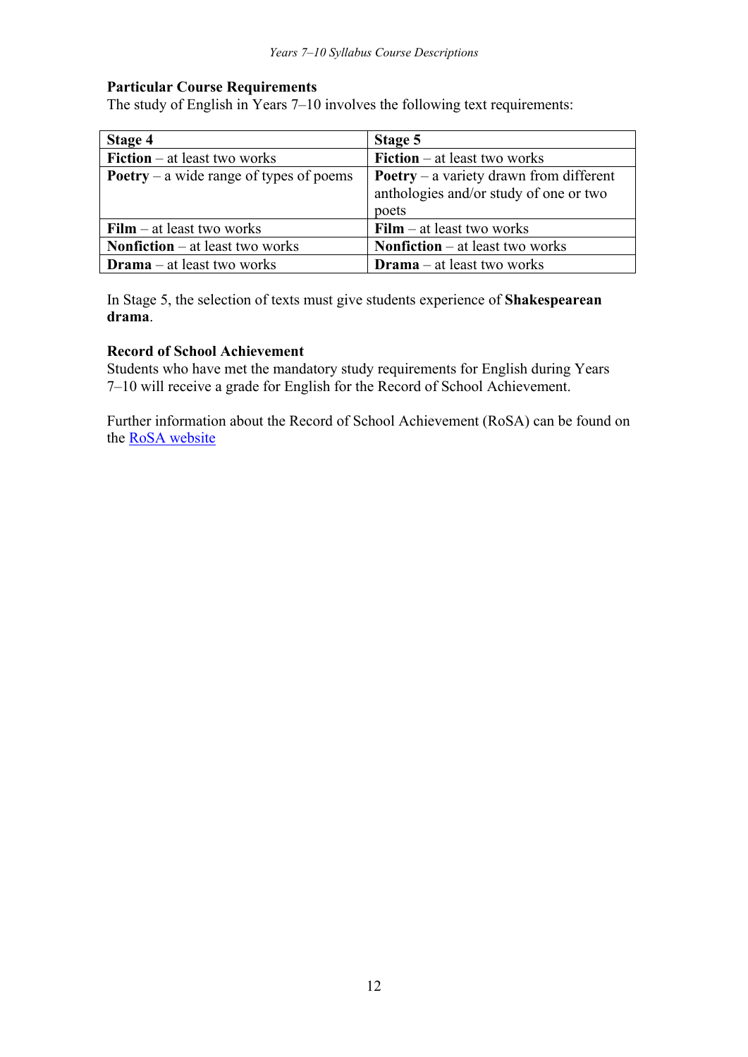**Particular Course Requirements**

The study of English in Years 7–10 involves the following text requirements:

| Stage 4 | Stage 5 |
|---|---|
| **Fiction** – at least two works | **Fiction** – at least two works |
| **Poetry** – a wide range of types of poems | **Poetry** – a variety drawn from different anthologies and/or study of one or two poets |
| **Film** – at least two works | **Film** – at least two works |
| **Nonfiction** – at least two works | **Nonfiction** – at least two works |
| **Drama** – at least two works | **Drama** – at least two works |

In Stage 5, the selection of texts must give students experience of **Shakespearean drama**.

**Record of School Achievement**

Students who have met the mandatory study requirements for English during Years 7–10 will receive a grade for English for the Record of School Achievement.

Further information about the Record of School Achievement (RoSA) can be found on the [RoSA website]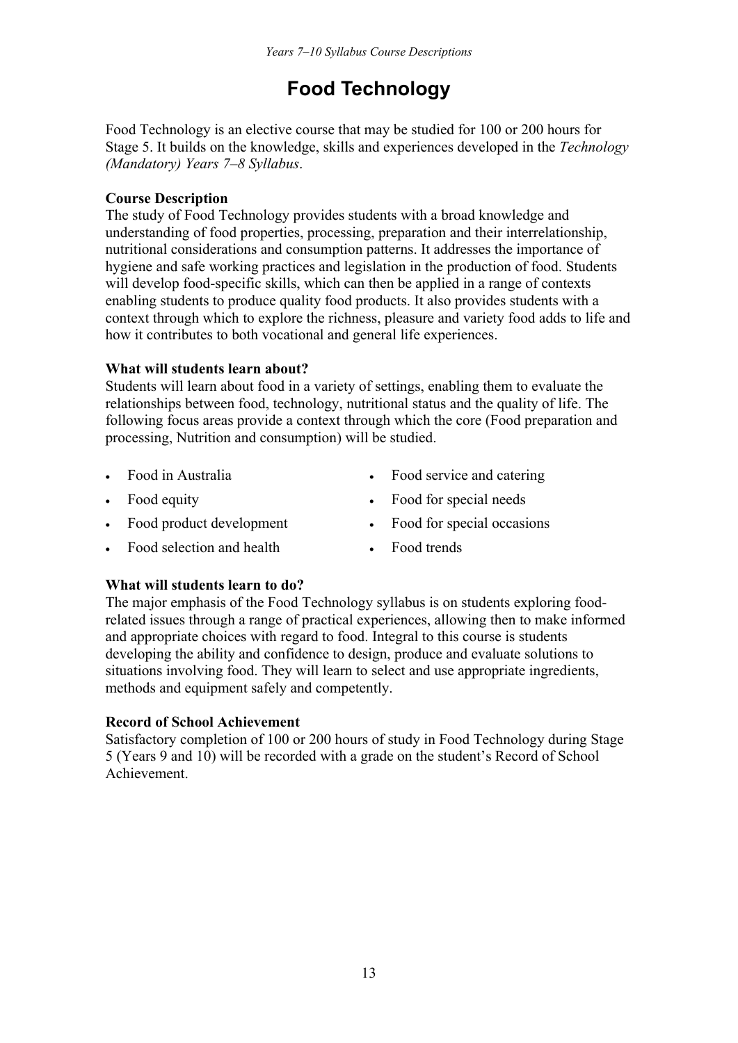# Food Technology

Food Technology is an elective course that may be studied for 100 or 200 hours for Stage 5. It builds on the knowledge, skills and experiences developed in the *Technology (Mandatory) Years 7–8 Syllabus*.

**Course Description**

The study of Food Technology provides students with a broad knowledge and understanding of food properties, processing, preparation and their interrelationship, nutritional considerations and consumption patterns. It addresses the importance of hygiene and safe working practices and legislation in the production of food. Students will develop food-specific skills, which can then be applied in a range of contexts enabling students to produce quality food products. It also provides students with a context through which to explore the richness, pleasure and variety food adds to life and how it contributes to both vocational and general life experiences.

**What will students learn about?**

Students will learn about food in a variety of settings, enabling them to evaluate the relationships between food, technology, nutritional status and the quality of life. The following focus areas provide a context through which the core (Food preparation and processing, Nutrition and consumption) will be studied.

- Food in Australia
- Food equity
- Food product development
- Food selection and health
- Food service and catering
- Food for special needs
- Food for special occasions
- Food trends

**What will students learn to do?**

The major emphasis of the Food Technology syllabus is on students exploring food-related issues through a range of practical experiences, allowing then to make informed and appropriate choices with regard to food. Integral to this course is students developing the ability and confidence to design, produce and evaluate solutions to situations involving food. They will learn to select and use appropriate ingredients, methods and equipment safely and competently.

**Record of School Achievement**

Satisfactory completion of 100 or 200 hours of study in Food Technology during Stage 5 (Years 9 and 10) will be recorded with a grade on the student's Record of School Achievement.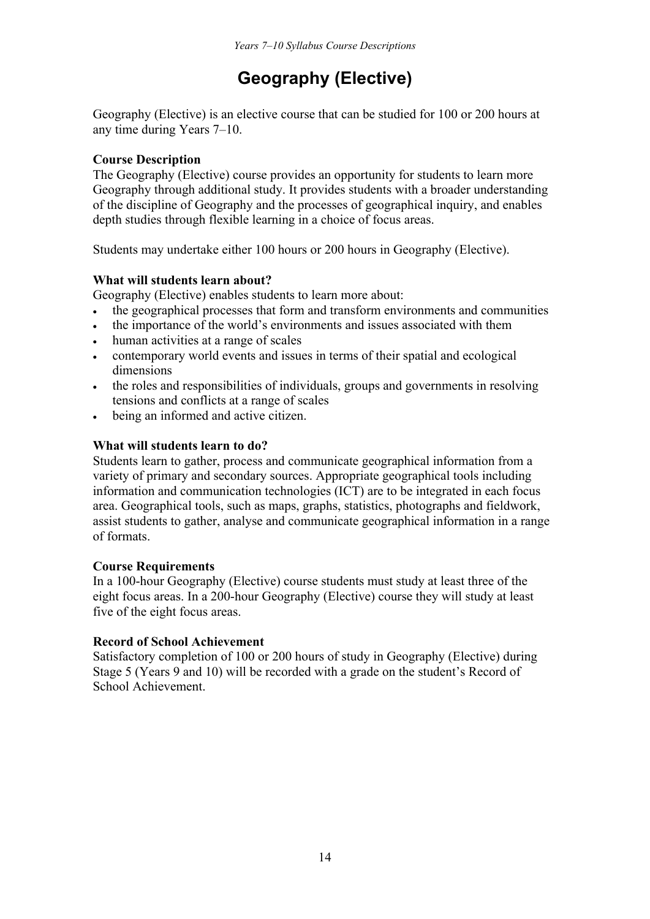# Geography (Elective)

Geography (Elective) is an elective course that can be studied for 100 or 200 hours at any time during Years 7–10.

**Course Description**

The Geography (Elective) course provides an opportunity for students to learn more Geography through additional study. It provides students with a broader understanding of the discipline of Geography and the processes of geographical inquiry, and enables depth studies through flexible learning in a choice of focus areas.

Students may undertake either 100 hours or 200 hours in Geography (Elective).

**What will students learn about?**

Geography (Elective) enables students to learn more about:

- the geographical processes that form and transform environments and communities
- the importance of the world's environments and issues associated with them
- human activities at a range of scales
- contemporary world events and issues in terms of their spatial and ecological dimensions
- the roles and responsibilities of individuals, groups and governments in resolving tensions and conflicts at a range of scales
- being an informed and active citizen.

**What will students learn to do?**

Students learn to gather, process and communicate geographical information from a variety of primary and secondary sources. Appropriate geographical tools including information and communication technologies (ICT) are to be integrated in each focus area. Geographical tools, such as maps, graphs, statistics, photographs and fieldwork, assist students to gather, analyse and communicate geographical information in a range of formats.

**Course Requirements**

In a 100-hour Geography (Elective) course students must study at least three of the eight focus areas. In a 200-hour Geography (Elective) course they will study at least five of the eight focus areas.

**Record of School Achievement**

Satisfactory completion of 100 or 200 hours of study in Geography (Elective) during Stage 5 (Years 9 and 10) will be recorded with a grade on the student's Record of School Achievement.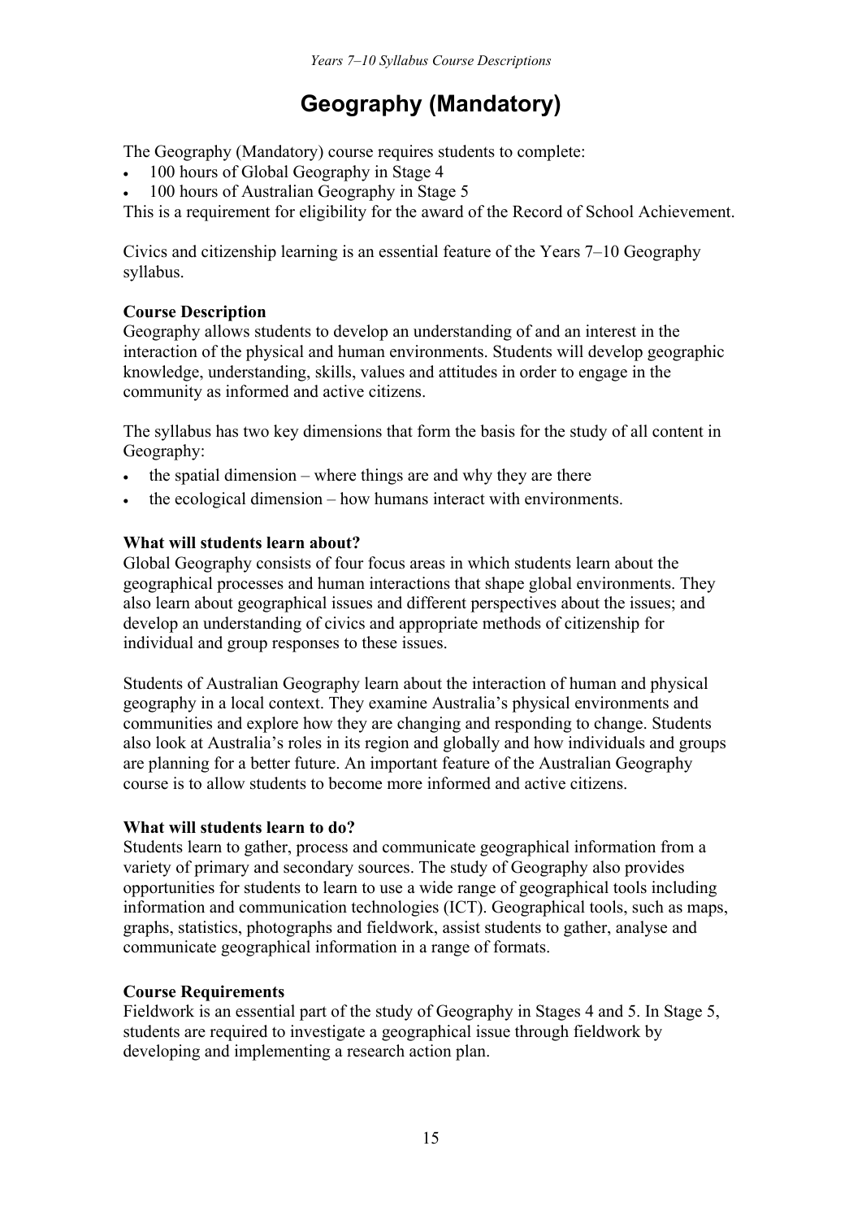# Geography (Mandatory)

The Geography (Mandatory) course requires students to complete:

- 100 hours of Global Geography in Stage 4
- 100 hours of Australian Geography in Stage 5

This is a requirement for eligibility for the award of the Record of School Achievement.

Civics and citizenship learning is an essential feature of the Years 7–10 Geography syllabus.

**Course Description**

Geography allows students to develop an understanding of and an interest in the interaction of the physical and human environments. Students will develop geographic knowledge, understanding, skills, values and attitudes in order to engage in the community as informed and active citizens.

The syllabus has two key dimensions that form the basis for the study of all content in Geography:

- the spatial dimension – where things are and why they are there
- the ecological dimension – how humans interact with environments.

**What will students learn about?**

Global Geography consists of four focus areas in which students learn about the geographical processes and human interactions that shape global environments. They also learn about geographical issues and different perspectives about the issues; and develop an understanding of civics and appropriate methods of citizenship for individual and group responses to these issues.

Students of Australian Geography learn about the interaction of human and physical geography in a local context. They examine Australia's physical environments and communities and explore how they are changing and responding to change. Students also look at Australia's roles in its region and globally and how individuals and groups are planning for a better future. An important feature of the Australian Geography course is to allow students to become more informed and active citizens.

**What will students learn to do?**

Students learn to gather, process and communicate geographical information from a variety of primary and secondary sources. The study of Geography also provides opportunities for students to learn to use a wide range of geographical tools including information and communication technologies (ICT). Geographical tools, such as maps, graphs, statistics, photographs and fieldwork, assist students to gather, analyse and communicate geographical information in a range of formats.

**Course Requirements**

Fieldwork is an essential part of the study of Geography in Stages 4 and 5. In Stage 5, students are required to investigate a geographical issue through fieldwork by developing and implementing a research action plan.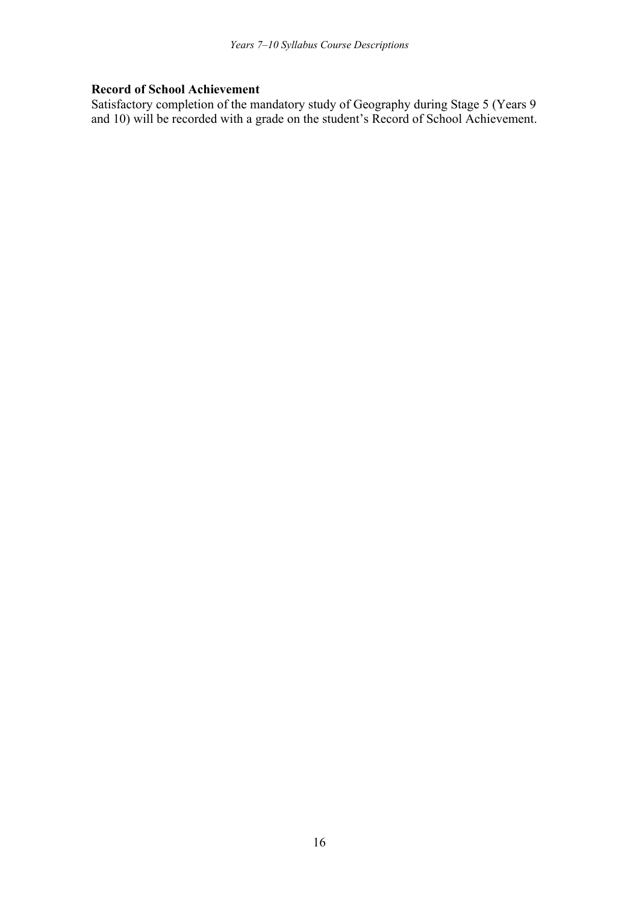**Record of School Achievement**

Satisfactory completion of the mandatory study of Geography during Stage 5 (Years 9 and 10) will be recorded with a grade on the student's Record of School Achievement.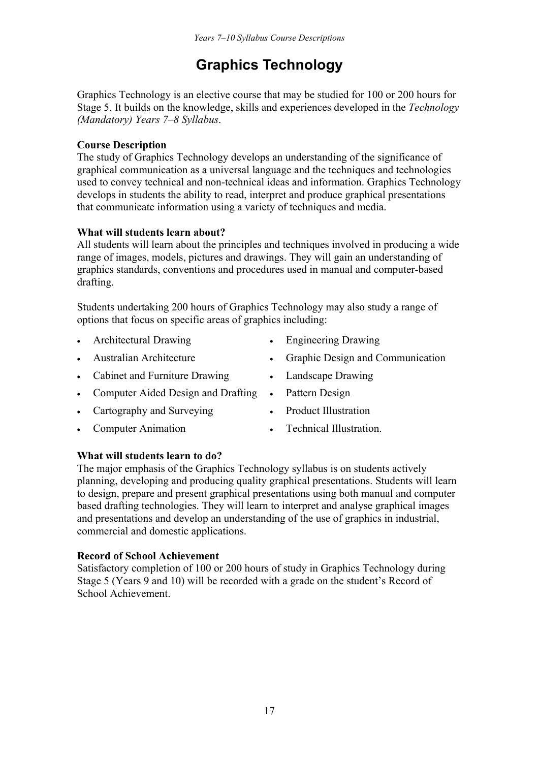# Graphics Technology

Graphics Technology is an elective course that may be studied for 100 or 200 hours for Stage 5. It builds on the knowledge, skills and experiences developed in the *Technology (Mandatory) Years 7–8 Syllabus*.

**Course Description**

The study of Graphics Technology develops an understanding of the significance of graphical communication as a universal language and the techniques and technologies used to convey technical and non-technical ideas and information. Graphics Technology develops in students the ability to read, interpret and produce graphical presentations that communicate information using a variety of techniques and media.

**What will students learn about?**

All students will learn about the principles and techniques involved in producing a wide range of images, models, pictures and drawings. They will gain an understanding of graphics standards, conventions and procedures used in manual and computer-based drafting.

Students undertaking 200 hours of Graphics Technology may also study a range of options that focus on specific areas of graphics including:

- Architectural Drawing
- Australian Architecture
- Cabinet and Furniture Drawing
- Computer Aided Design and Drafting
- Cartography and Surveying
- Computer Animation
- Engineering Drawing
- Graphic Design and Communication
- Landscape Drawing
- Pattern Design
- Product Illustration
- Technical Illustration.

**What will students learn to do?**

The major emphasis of the Graphics Technology syllabus is on students actively planning, developing and producing quality graphical presentations. Students will learn to design, prepare and present graphical presentations using both manual and computer based drafting technologies. They will learn to interpret and analyse graphical images and presentations and develop an understanding of the use of graphics in industrial, commercial and domestic applications.

**Record of School Achievement**

Satisfactory completion of 100 or 200 hours of study in Graphics Technology during Stage 5 (Years 9 and 10) will be recorded with a grade on the student's Record of School Achievement.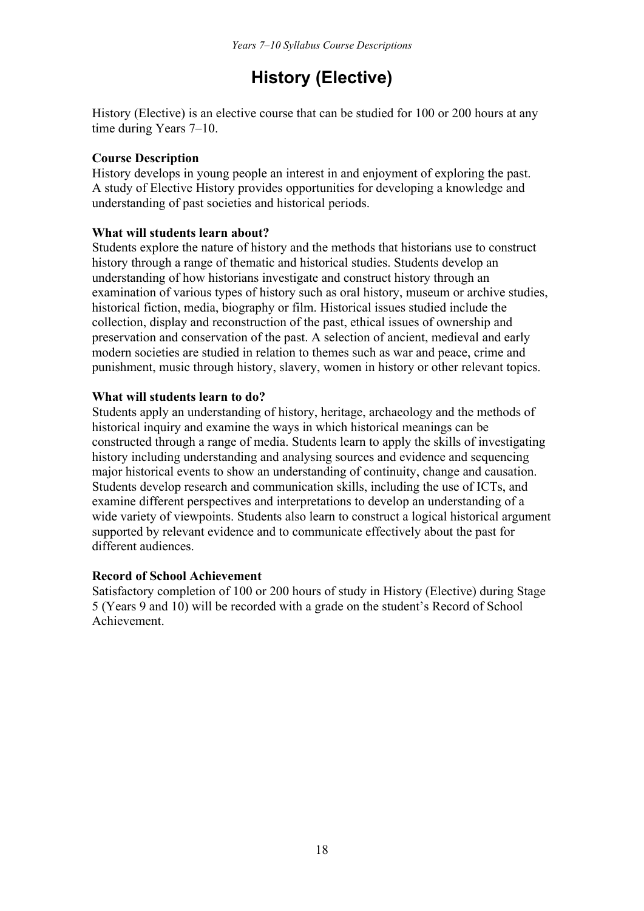# History (Elective)

History (Elective) is an elective course that can be studied for 100 or 200 hours at any time during Years 7–10.

**Course Description**

History develops in young people an interest in and enjoyment of exploring the past. A study of Elective History provides opportunities for developing a knowledge and understanding of past societies and historical periods.

**What will students learn about?**

Students explore the nature of history and the methods that historians use to construct history through a range of thematic and historical studies. Students develop an understanding of how historians investigate and construct history through an examination of various types of history such as oral history, museum or archive studies, historical fiction, media, biography or film. Historical issues studied include the collection, display and reconstruction of the past, ethical issues of ownership and preservation and conservation of the past. A selection of ancient, medieval and early modern societies are studied in relation to themes such as war and peace, crime and punishment, music through history, slavery, women in history or other relevant topics.

**What will students learn to do?**

Students apply an understanding of history, heritage, archaeology and the methods of historical inquiry and examine the ways in which historical meanings can be constructed through a range of media. Students learn to apply the skills of investigating history including understanding and analysing sources and evidence and sequencing major historical events to show an understanding of continuity, change and causation. Students develop research and communication skills, including the use of ICTs, and examine different perspectives and interpretations to develop an understanding of a wide variety of viewpoints. Students also learn to construct a logical historical argument supported by relevant evidence and to communicate effectively about the past for different audiences.

**Record of School Achievement**

Satisfactory completion of 100 or 200 hours of study in History (Elective) during Stage 5 (Years 9 and 10) will be recorded with a grade on the student's Record of School Achievement.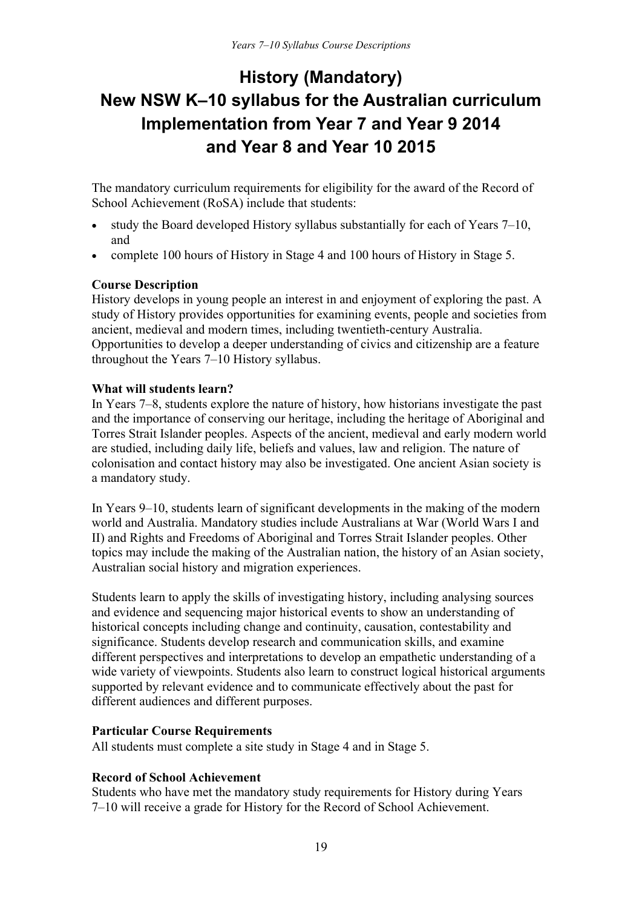# History (Mandatory)
# New NSW K–10 syllabus for the Australian curriculum
# Implementation from Year 7 and Year 9 2014 and Year 8 and Year 10 2015

The mandatory curriculum requirements for eligibility for the award of the Record of School Achievement (RoSA) include that students:

- study the Board developed History syllabus substantially for each of Years 7–10, and
- complete 100 hours of History in Stage 4 and 100 hours of History in Stage 5.

**Course Description**

History develops in young people an interest in and enjoyment of exploring the past. A study of History provides opportunities for examining events, people and societies from ancient, medieval and modern times, including twentieth-century Australia. Opportunities to develop a deeper understanding of civics and citizenship are a feature throughout the Years 7–10 History syllabus.

**What will students learn?**

In Years 7–8, students explore the nature of history, how historians investigate the past and the importance of conserving our heritage, including the heritage of Aboriginal and Torres Strait Islander peoples. Aspects of the ancient, medieval and early modern world are studied, including daily life, beliefs and values, law and religion. The nature of colonisation and contact history may also be investigated. One ancient Asian society is a mandatory study.

In Years 9–10, students learn of significant developments in the making of the modern world and Australia. Mandatory studies include Australians at War (World Wars I and II) and Rights and Freedoms of Aboriginal and Torres Strait Islander peoples. Other topics may include the making of the Australian nation, the history of an Asian society, Australian social history and migration experiences.

Students learn to apply the skills of investigating history, including analysing sources and evidence and sequencing major historical events to show an understanding of historical concepts including change and continuity, causation, contestability and significance. Students develop research and communication skills, and examine different perspectives and interpretations to develop an empathetic understanding of a wide variety of viewpoints. Students also learn to construct logical historical arguments supported by relevant evidence and to communicate effectively about the past for different audiences and different purposes.

**Particular Course Requirements**

All students must complete a site study in Stage 4 and in Stage 5.

**Record of School Achievement**

Students who have met the mandatory study requirements for History during Years 7–10 will receive a grade for History for the Record of School Achievement.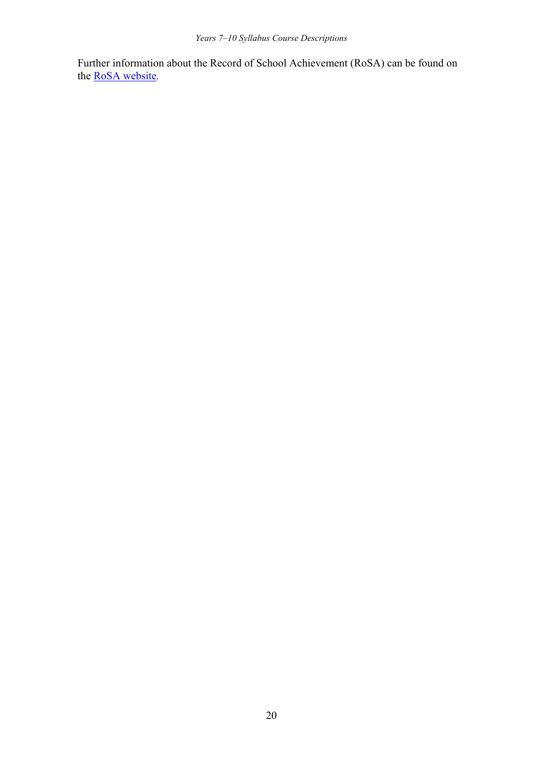Further information about the Record of School Achievement (RoSA) can be found on the RoSA website.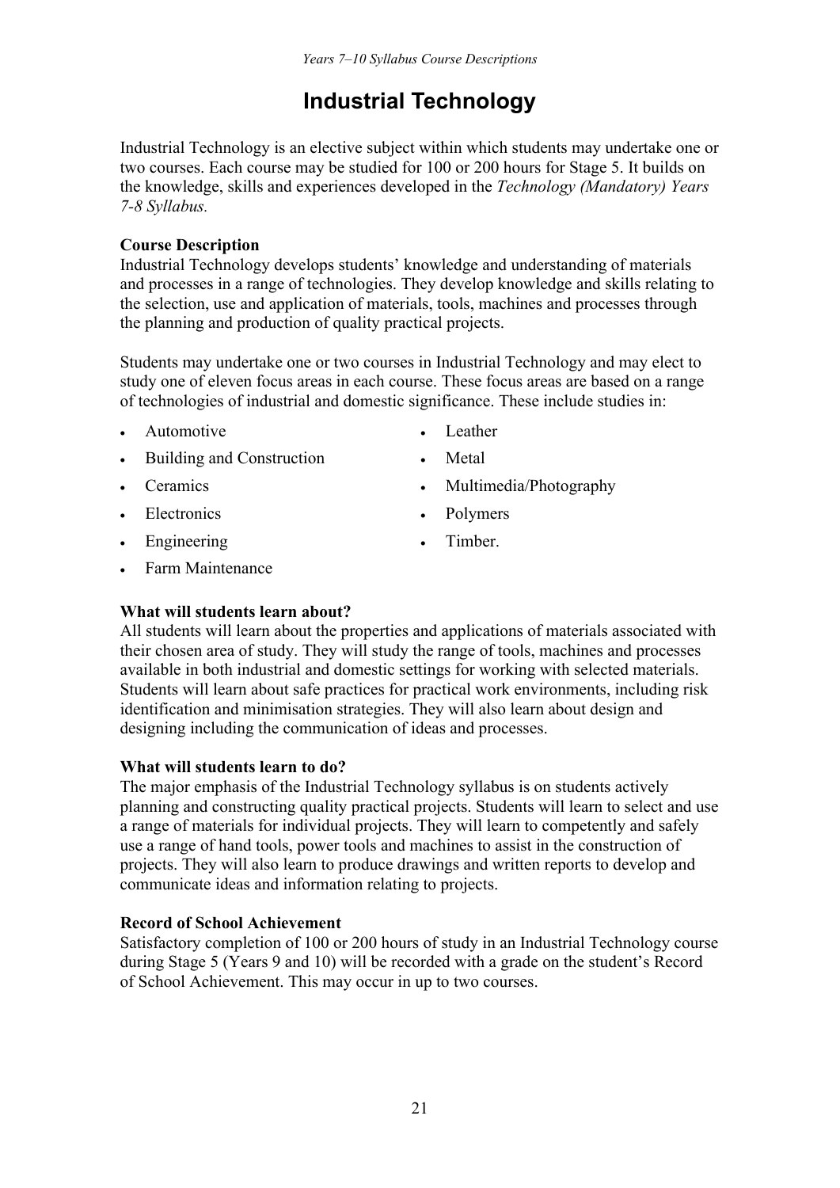# Industrial Technology

Industrial Technology is an elective subject within which students may undertake one or two courses. Each course may be studied for 100 or 200 hours for Stage 5. It builds on the knowledge, skills and experiences developed in the *Technology (Mandatory) Years 7-8 Syllabus.*

**Course Description**

Industrial Technology develops students' knowledge and understanding of materials and processes in a range of technologies. They develop knowledge and skills relating to the selection, use and application of materials, tools, machines and processes through the planning and production of quality practical projects.

Students may undertake one or two courses in Industrial Technology and may elect to study one of eleven focus areas in each course. These focus areas are based on a range of technologies of industrial and domestic significance. These include studies in:

- Automotive
- Building and Construction
- Ceramics
- Electronics
- Engineering
- Farm Maintenance
- Leather
- Metal
- Multimedia/Photography
- Polymers
- Timber.

**What will students learn about?**

All students will learn about the properties and applications of materials associated with their chosen area of study. They will study the range of tools, machines and processes available in both industrial and domestic settings for working with selected materials. Students will learn about safe practices for practical work environments, including risk identification and minimisation strategies. They will also learn about design and designing including the communication of ideas and processes.

**What will students learn to do?**

The major emphasis of the Industrial Technology syllabus is on students actively planning and constructing quality practical projects. Students will learn to select and use a range of materials for individual projects. They will learn to competently and safely use a range of hand tools, power tools and machines to assist in the construction of projects. They will also learn to produce drawings and written reports to develop and communicate ideas and information relating to projects.

**Record of School Achievement**

Satisfactory completion of 100 or 200 hours of study in an Industrial Technology course during Stage 5 (Years 9 and 10) will be recorded with a grade on the student's Record of School Achievement. This may occur in up to two courses.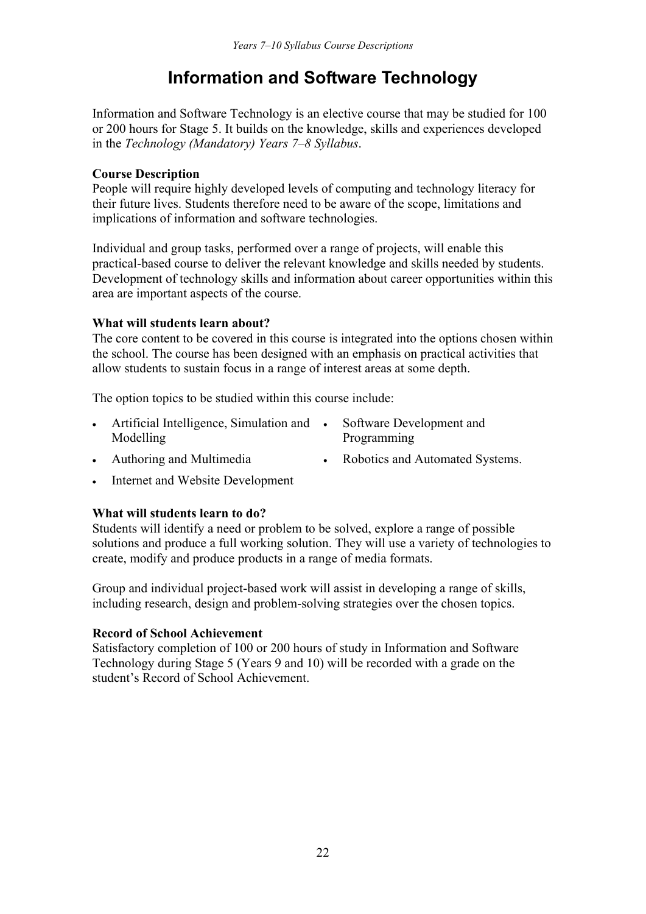# Information and Software Technology

Information and Software Technology is an elective course that may be studied for 100 or 200 hours for Stage 5. It builds on the knowledge, skills and experiences developed in the *Technology (Mandatory) Years 7–8 Syllabus*.

**Course Description**

People will require highly developed levels of computing and technology literacy for their future lives. Students therefore need to be aware of the scope, limitations and implications of information and software technologies.

Individual and group tasks, performed over a range of projects, will enable this practical-based course to deliver the relevant knowledge and skills needed by students. Development of technology skills and information about career opportunities within this area are important aspects of the course.

**What will students learn about?**

The core content to be covered in this course is integrated into the options chosen within the school. The course has been designed with an emphasis on practical activities that allow students to sustain focus in a range of interest areas at some depth.

The option topics to be studied within this course include:

- Artificial Intelligence, Simulation and Modelling
- Authoring and Multimedia
- Internet and Website Development
- Software Development and Programming
- Robotics and Automated Systems.

**What will students learn to do?**

Students will identify a need or problem to be solved, explore a range of possible solutions and produce a full working solution. They will use a variety of technologies to create, modify and produce products in a range of media formats.

Group and individual project-based work will assist in developing a range of skills, including research, design and problem-solving strategies over the chosen topics.

**Record of School Achievement**

Satisfactory completion of 100 or 200 hours of study in Information and Software Technology during Stage 5 (Years 9 and 10) will be recorded with a grade on the student's Record of School Achievement.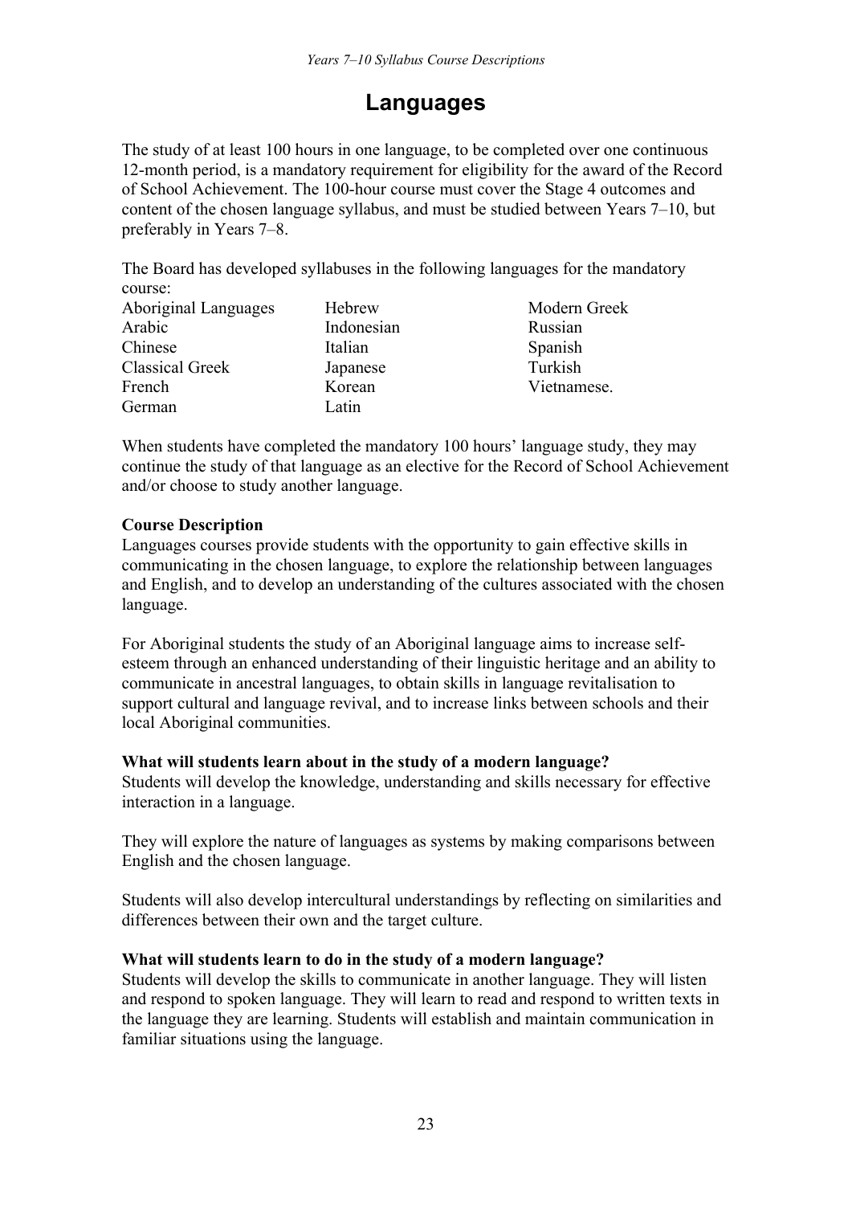# Languages

The study of at least 100 hours in one language, to be completed over one continuous 12-month period, is a mandatory requirement for eligibility for the award of the Record of School Achievement. The 100-hour course must cover the Stage 4 outcomes and content of the chosen language syllabus, and must be studied between Years 7–10, but preferably in Years 7–8.

The Board has developed syllabuses in the following languages for the mandatory course:

| | | |
|---|---|---|
| Aboriginal Languages | Hebrew | Modern Greek |
| Arabic | Indonesian | Russian |
| Chinese | Italian | Spanish |
| Classical Greek | Japanese | Turkish |
| French | Korean | Vietnamese. |
| German | Latin | |

When students have completed the mandatory 100 hours' language study, they may continue the study of that language as an elective for the Record of School Achievement and/or choose to study another language.

**Course Description**

Languages courses provide students with the opportunity to gain effective skills in communicating in the chosen language, to explore the relationship between languages and English, and to develop an understanding of the cultures associated with the chosen language.

For Aboriginal students the study of an Aboriginal language aims to increase self-esteem through an enhanced understanding of their linguistic heritage and an ability to communicate in ancestral languages, to obtain skills in language revitalisation to support cultural and language revival, and to increase links between schools and their local Aboriginal communities.

**What will students learn about in the study of a modern language?**

Students will develop the knowledge, understanding and skills necessary for effective interaction in a language.

They will explore the nature of languages as systems by making comparisons between English and the chosen language.

Students will also develop intercultural understandings by reflecting on similarities and differences between their own and the target culture.

**What will students learn to do in the study of a modern language?**

Students will develop the skills to communicate in another language. They will listen and respond to spoken language. They will learn to read and respond to written texts in the language they are learning. Students will establish and maintain communication in familiar situations using the language.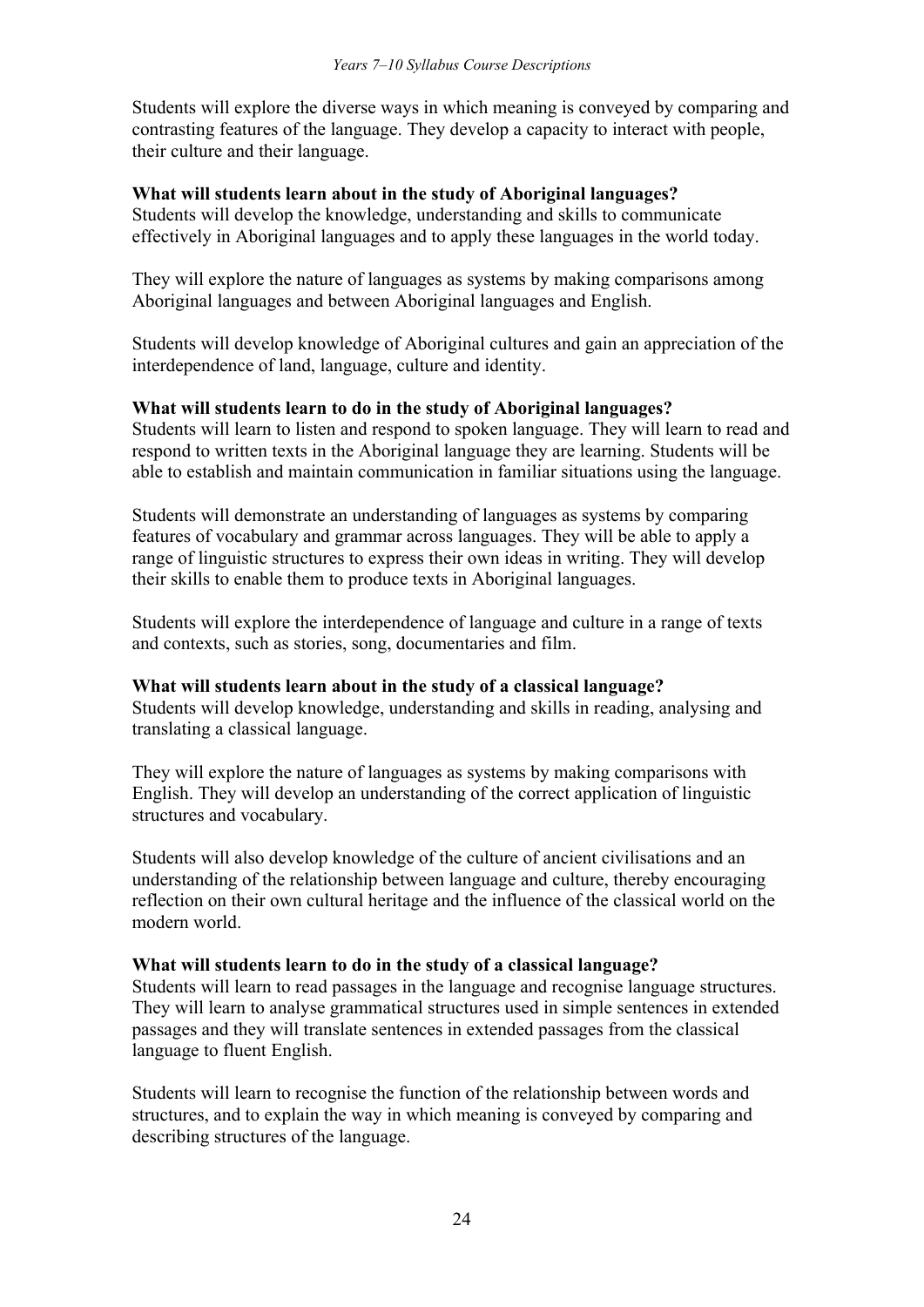Students will explore the diverse ways in which meaning is conveyed by comparing and contrasting features of the language. They develop a capacity to interact with people, their culture and their language.

**What will students learn about in the study of Aboriginal languages?**
Students will develop the knowledge, understanding and skills to communicate effectively in Aboriginal languages and to apply these languages in the world today.

They will explore the nature of languages as systems by making comparisons among Aboriginal languages and between Aboriginal languages and English.

Students will develop knowledge of Aboriginal cultures and gain an appreciation of the interdependence of land, language, culture and identity.

**What will students learn to do in the study of Aboriginal languages?**
Students will learn to listen and respond to spoken language. They will learn to read and respond to written texts in the Aboriginal language they are learning. Students will be able to establish and maintain communication in familiar situations using the language.

Students will demonstrate an understanding of languages as systems by comparing features of vocabulary and grammar across languages. They will be able to apply a range of linguistic structures to express their own ideas in writing. They will develop their skills to enable them to produce texts in Aboriginal languages.

Students will explore the interdependence of language and culture in a range of texts and contexts, such as stories, song, documentaries and film.

**What will students learn about in the study of a classical language?**
Students will develop knowledge, understanding and skills in reading, analysing and translating a classical language.

They will explore the nature of languages as systems by making comparisons with English. They will develop an understanding of the correct application of linguistic structures and vocabulary.

Students will also develop knowledge of the culture of ancient civilisations and an understanding of the relationship between language and culture, thereby encouraging reflection on their own cultural heritage and the influence of the classical world on the modern world.

**What will students learn to do in the study of a classical language?**
Students will learn to read passages in the language and recognise language structures. They will learn to analyse grammatical structures used in simple sentences in extended passages and they will translate sentences in extended passages from the classical language to fluent English.

Students will learn to recognise the function of the relationship between words and structures, and to explain the way in which meaning is conveyed by comparing and describing structures of the language.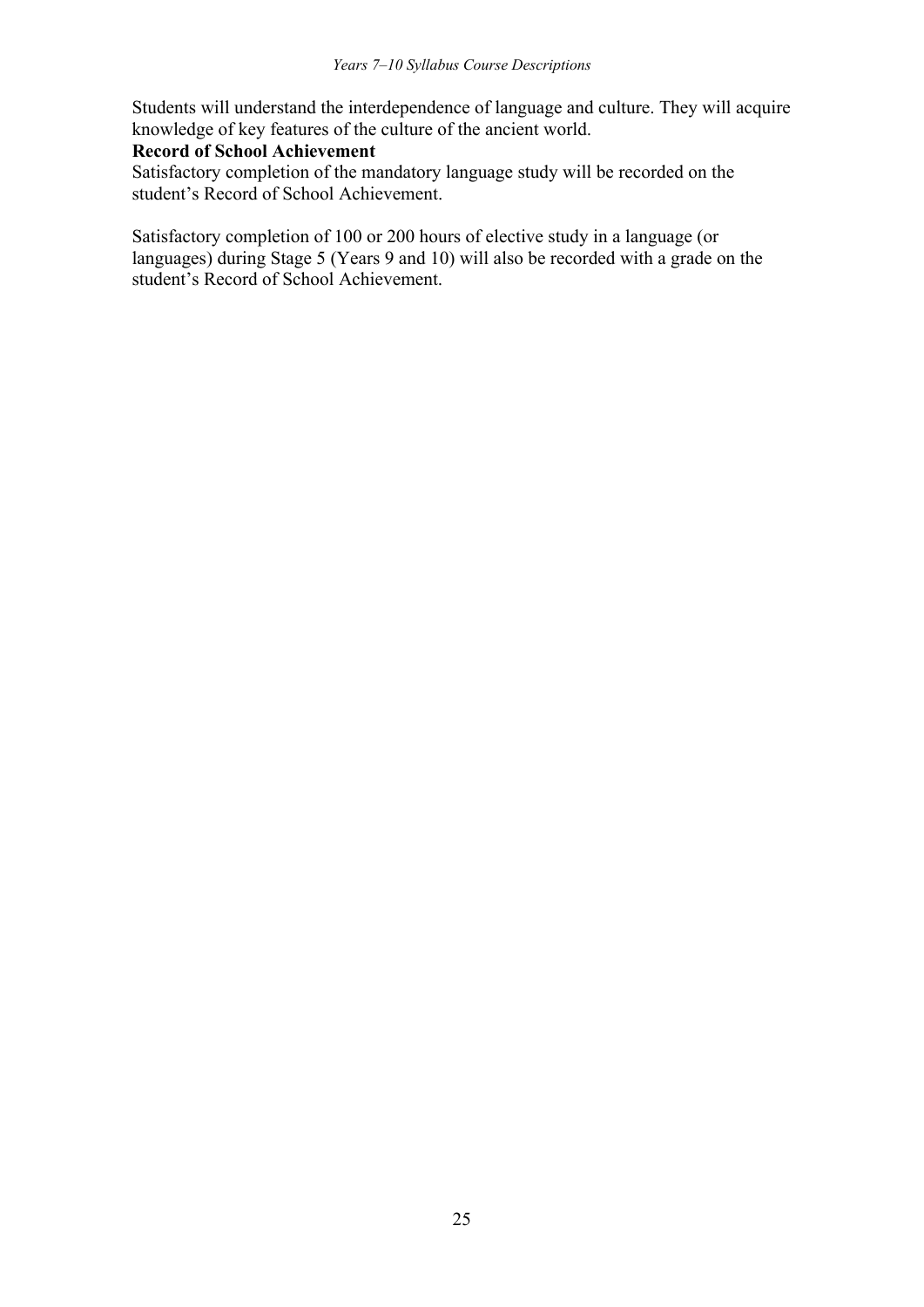Students will understand the interdependence of language and culture. They will acquire knowledge of key features of the culture of the ancient world.

**Record of School Achievement**

Satisfactory completion of the mandatory language study will be recorded on the student's Record of School Achievement.

Satisfactory completion of 100 or 200 hours of elective study in a language (or languages) during Stage 5 (Years 9 and 10) will also be recorded with a grade on the student's Record of School Achievement.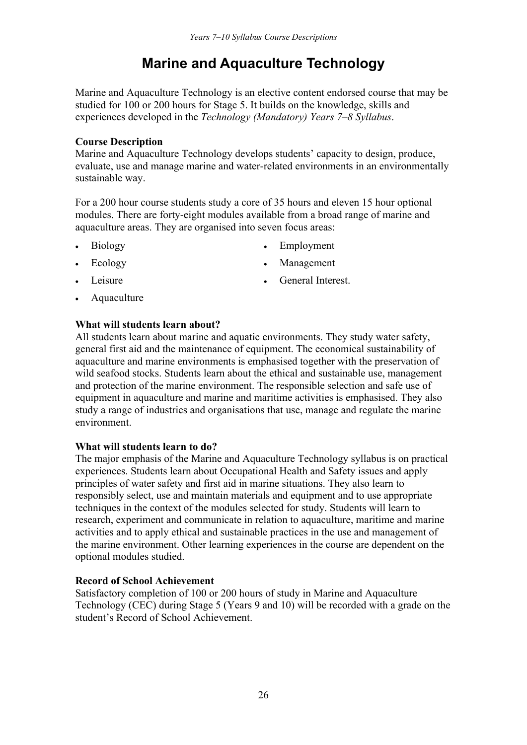# Marine and Aquaculture Technology

Marine and Aquaculture Technology is an elective content endorsed course that may be studied for 100 or 200 hours for Stage 5. It builds on the knowledge, skills and experiences developed in the *Technology (Mandatory) Years 7–8 Syllabus*.

**Course Description**

Marine and Aquaculture Technology develops students' capacity to design, produce, evaluate, use and manage marine and water-related environments in an environmentally sustainable way.

For a 200 hour course students study a core of 35 hours and eleven 15 hour optional modules. There are forty-eight modules available from a broad range of marine and aquaculture areas. They are organised into seven focus areas:

- Biology
- Ecology
- Leisure
- Aquaculture
- Employment
- Management
- General Interest.

**What will students learn about?**

All students learn about marine and aquatic environments. They study water safety, general first aid and the maintenance of equipment. The economical sustainability of aquaculture and marine environments is emphasised together with the preservation of wild seafood stocks. Students learn about the ethical and sustainable use, management and protection of the marine environment. The responsible selection and safe use of equipment in aquaculture and marine and maritime activities is emphasised. They also study a range of industries and organisations that use, manage and regulate the marine environment.

**What will students learn to do?**

The major emphasis of the Marine and Aquaculture Technology syllabus is on practical experiences. Students learn about Occupational Health and Safety issues and apply principles of water safety and first aid in marine situations. They also learn to responsibly select, use and maintain materials and equipment and to use appropriate techniques in the context of the modules selected for study. Students will learn to research, experiment and communicate in relation to aquaculture, maritime and marine activities and to apply ethical and sustainable practices in the use and management of the marine environment. Other learning experiences in the course are dependent on the optional modules studied.

**Record of School Achievement**

Satisfactory completion of 100 or 200 hours of study in Marine and Aquaculture Technology (CEC) during Stage 5 (Years 9 and 10) will be recorded with a grade on the student's Record of School Achievement.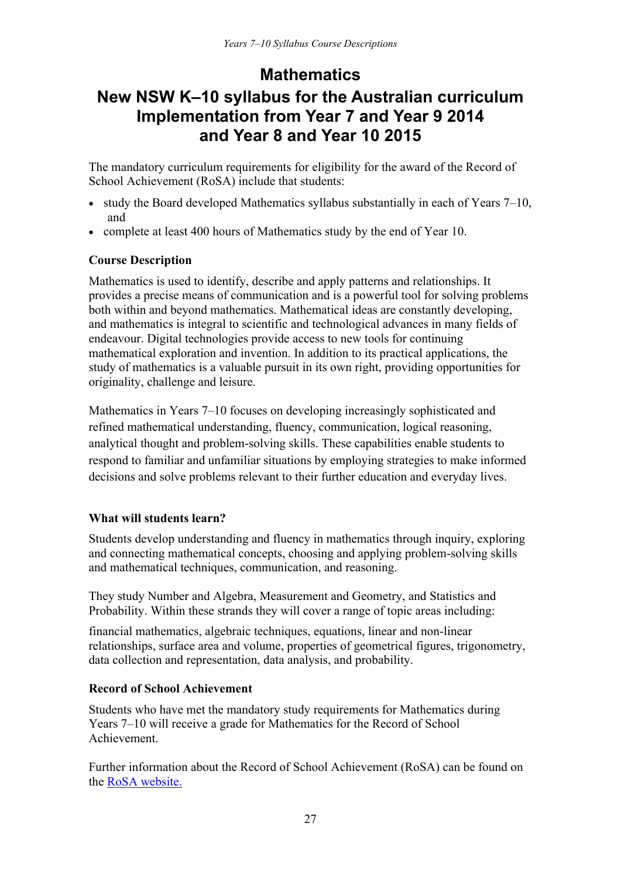# Mathematics

## New NSW K–10 syllabus for the Australian curriculum Implementation from Year 7 and Year 9 2014 and Year 8 and Year 10 2015

The mandatory curriculum requirements for eligibility for the award of the Record of School Achievement (RoSA) include that students:

- study the Board developed Mathematics syllabus substantially in each of Years 7–10, and
- complete at least 400 hours of Mathematics study by the end of Year 10.

### Course Description

Mathematics is used to identify, describe and apply patterns and relationships. It provides a precise means of communication and is a powerful tool for solving problems both within and beyond mathematics. Mathematical ideas are constantly developing, and mathematics is integral to scientific and technological advances in many fields of endeavour. Digital technologies provide access to new tools for continuing mathematical exploration and invention. In addition to its practical applications, the study of mathematics is a valuable pursuit in its own right, providing opportunities for originality, challenge and leisure.

Mathematics in Years 7–10 focuses on developing increasingly sophisticated and refined mathematical understanding, fluency, communication, logical reasoning, analytical thought and problem-solving skills. These capabilities enable students to respond to familiar and unfamiliar situations by employing strategies to make informed decisions and solve problems relevant to their further education and everyday lives.

### What will students learn?

Students develop understanding and fluency in mathematics through inquiry, exploring and connecting mathematical concepts, choosing and applying problem-solving skills and mathematical techniques, communication, and reasoning.

They study Number and Algebra, Measurement and Geometry, and Statistics and Probability. Within these strands they will cover a range of topic areas including:

financial mathematics, algebraic techniques, equations, linear and non-linear relationships, surface area and volume, properties of geometrical figures, trigonometry, data collection and representation, data analysis, and probability.

### Record of School Achievement

Students who have met the mandatory study requirements for Mathematics during Years 7–10 will receive a grade for Mathematics for the Record of School Achievement.

Further information about the Record of School Achievement (RoSA) can be found on the RoSA website.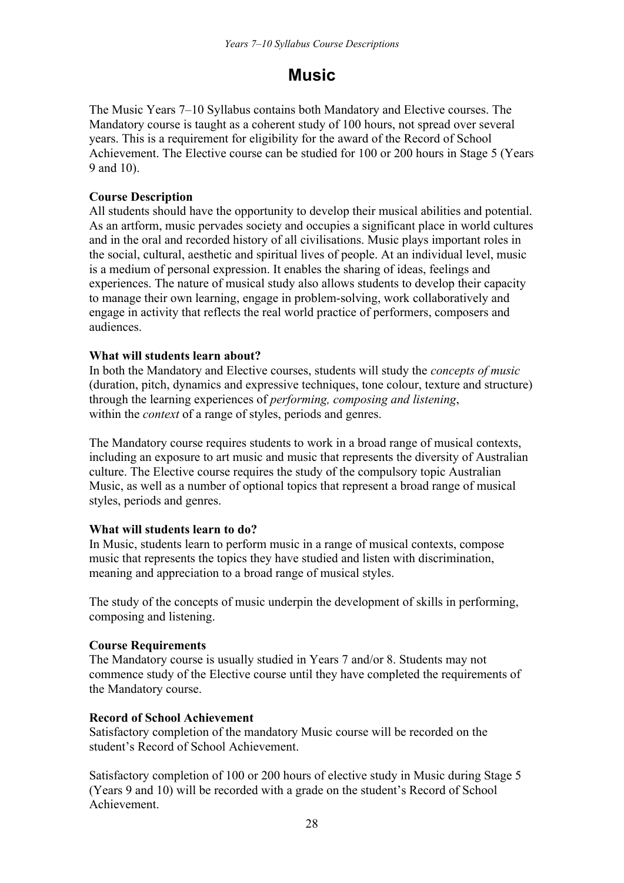# Music

The Music Years 7–10 Syllabus contains both Mandatory and Elective courses. The Mandatory course is taught as a coherent study of 100 hours, not spread over several years. This is a requirement for eligibility for the award of the Record of School Achievement. The Elective course can be studied for 100 or 200 hours in Stage 5 (Years 9 and 10).

**Course Description**
All students should have the opportunity to develop their musical abilities and potential. As an artform, music pervades society and occupies a significant place in world cultures and in the oral and recorded history of all civilisations. Music plays important roles in the social, cultural, aesthetic and spiritual lives of people. At an individual level, music is a medium of personal expression. It enables the sharing of ideas, feelings and experiences. The nature of musical study also allows students to develop their capacity to manage their own learning, engage in problem-solving, work collaboratively and engage in activity that reflects the real world practice of performers, composers and audiences.

**What will students learn about?**
In both the Mandatory and Elective courses, students will study the *concepts of music* (duration, pitch, dynamics and expressive techniques, tone colour, texture and structure) through the learning experiences of *performing, composing and listening*, within the *context* of a range of styles, periods and genres.

The Mandatory course requires students to work in a broad range of musical contexts, including an exposure to art music and music that represents the diversity of Australian culture. The Elective course requires the study of the compulsory topic Australian Music, as well as a number of optional topics that represent a broad range of musical styles, periods and genres.

**What will students learn to do?**
In Music, students learn to perform music in a range of musical contexts, compose music that represents the topics they have studied and listen with discrimination, meaning and appreciation to a broad range of musical styles.

The study of the concepts of music underpin the development of skills in performing, composing and listening.

**Course Requirements**
The Mandatory course is usually studied in Years 7 and/or 8. Students may not commence study of the Elective course until they have completed the requirements of the Mandatory course.

**Record of School Achievement**
Satisfactory completion of the mandatory Music course will be recorded on the student's Record of School Achievement.

Satisfactory completion of 100 or 200 hours of elective study in Music during Stage 5 (Years 9 and 10) will be recorded with a grade on the student's Record of School Achievement.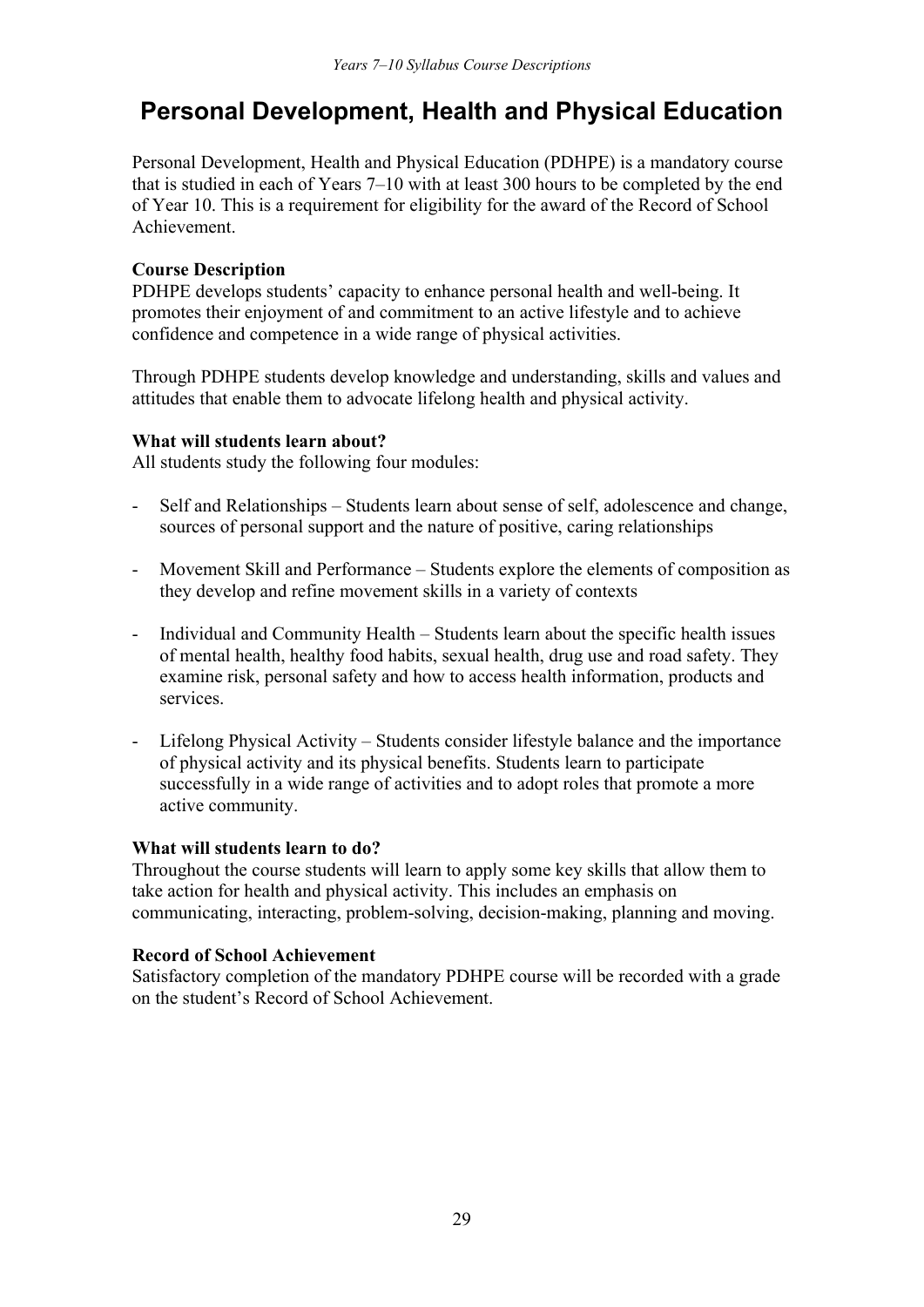# Personal Development, Health and Physical Education

Personal Development, Health and Physical Education (PDHPE) is a mandatory course that is studied in each of Years 7–10 with at least 300 hours to be completed by the end of Year 10. This is a requirement for eligibility for the award of the Record of School Achievement.

**Course Description**

PDHPE develops students' capacity to enhance personal health and well-being. It promotes their enjoyment of and commitment to an active lifestyle and to achieve confidence and competence in a wide range of physical activities.

Through PDHPE students develop knowledge and understanding, skills and values and attitudes that enable them to advocate lifelong health and physical activity.

**What will students learn about?**

All students study the following four modules:

- Self and Relationships – Students learn about sense of self, adolescence and change, sources of personal support and the nature of positive, caring relationships
- Movement Skill and Performance – Students explore the elements of composition as they develop and refine movement skills in a variety of contexts
- Individual and Community Health – Students learn about the specific health issues of mental health, healthy food habits, sexual health, drug use and road safety. They examine risk, personal safety and how to access health information, products and services.
- Lifelong Physical Activity – Students consider lifestyle balance and the importance of physical activity and its physical benefits. Students learn to participate successfully in a wide range of activities and to adopt roles that promote a more active community.

**What will students learn to do?**

Throughout the course students will learn to apply some key skills that allow them to take action for health and physical activity. This includes an emphasis on communicating, interacting, problem-solving, decision-making, planning and moving.

**Record of School Achievement**

Satisfactory completion of the mandatory PDHPE course will be recorded with a grade on the student's Record of School Achievement.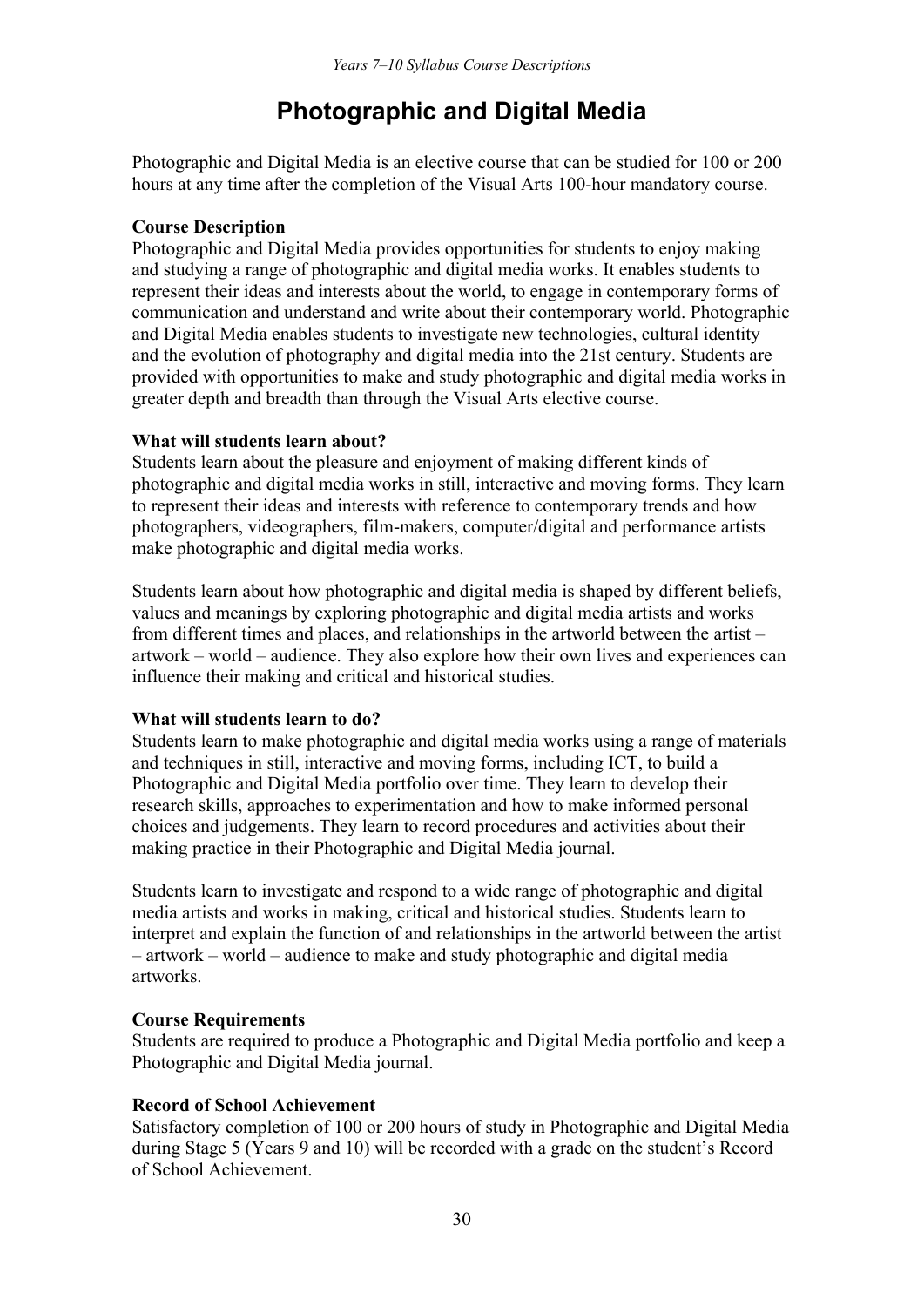# Photographic and Digital Media

Photographic and Digital Media is an elective course that can be studied for 100 or 200 hours at any time after the completion of the Visual Arts 100-hour mandatory course.

**Course Description**

Photographic and Digital Media provides opportunities for students to enjoy making and studying a range of photographic and digital media works. It enables students to represent their ideas and interests about the world, to engage in contemporary forms of communication and understand and write about their contemporary world. Photographic and Digital Media enables students to investigate new technologies, cultural identity and the evolution of photography and digital media into the 21st century. Students are provided with opportunities to make and study photographic and digital media works in greater depth and breadth than through the Visual Arts elective course.

**What will students learn about?**

Students learn about the pleasure and enjoyment of making different kinds of photographic and digital media works in still, interactive and moving forms. They learn to represent their ideas and interests with reference to contemporary trends and how photographers, videographers, film-makers, computer/digital and performance artists make photographic and digital media works.

Students learn about how photographic and digital media is shaped by different beliefs, values and meanings by exploring photographic and digital media artists and works from different times and places, and relationships in the artworld between the artist – artwork – world – audience. They also explore how their own lives and experiences can influence their making and critical and historical studies.

**What will students learn to do?**

Students learn to make photographic and digital media works using a range of materials and techniques in still, interactive and moving forms, including ICT, to build a Photographic and Digital Media portfolio over time. They learn to develop their research skills, approaches to experimentation and how to make informed personal choices and judgements. They learn to record procedures and activities about their making practice in their Photographic and Digital Media journal.

Students learn to investigate and respond to a wide range of photographic and digital media artists and works in making, critical and historical studies. Students learn to interpret and explain the function of and relationships in the artworld between the artist – artwork – world – audience to make and study photographic and digital media artworks.

**Course Requirements**

Students are required to produce a Photographic and Digital Media portfolio and keep a Photographic and Digital Media journal.

**Record of School Achievement**

Satisfactory completion of 100 or 200 hours of study in Photographic and Digital Media during Stage 5 (Years 9 and 10) will be recorded with a grade on the student's Record of School Achievement.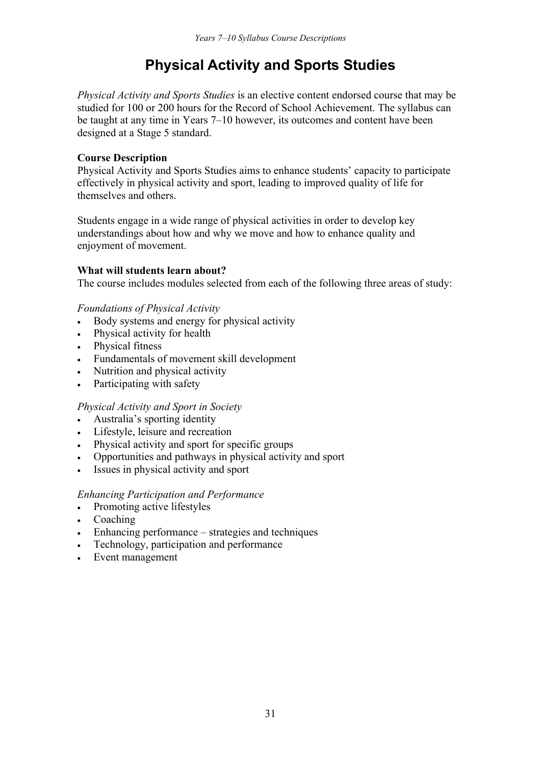# Physical Activity and Sports Studies

*Physical Activity and Sports Studies* is an elective content endorsed course that may be studied for 100 or 200 hours for the Record of School Achievement. The syllabus can be taught at any time in Years 7–10 however, its outcomes and content have been designed at a Stage 5 standard.

**Course Description**

Physical Activity and Sports Studies aims to enhance students' capacity to participate effectively in physical activity and sport, leading to improved quality of life for themselves and others.

Students engage in a wide range of physical activities in order to develop key understandings about how and why we move and how to enhance quality and enjoyment of movement.

**What will students learn about?**

The course includes modules selected from each of the following three areas of study:

*Foundations of Physical Activity*

- Body systems and energy for physical activity
- Physical activity for health
- Physical fitness
- Fundamentals of movement skill development
- Nutrition and physical activity
- Participating with safety

*Physical Activity and Sport in Society*

- Australia's sporting identity
- Lifestyle, leisure and recreation
- Physical activity and sport for specific groups
- Opportunities and pathways in physical activity and sport
- Issues in physical activity and sport

*Enhancing Participation and Performance*

- Promoting active lifestyles
- Coaching
- Enhancing performance – strategies and techniques
- Technology, participation and performance
- Event management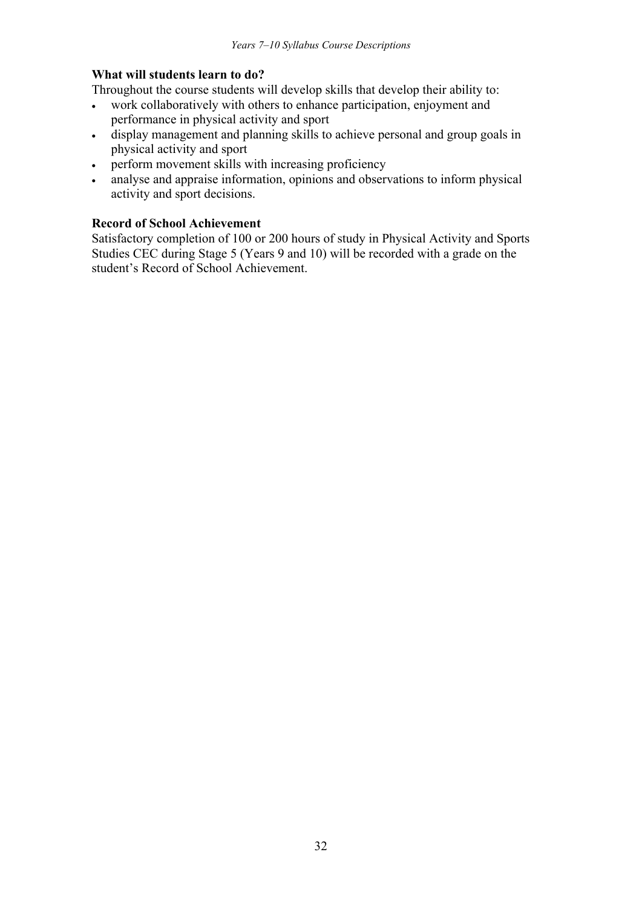**What will students learn to do?**

Throughout the course students will develop skills that develop their ability to:

- work collaboratively with others to enhance participation, enjoyment and performance in physical activity and sport
- display management and planning skills to achieve personal and group goals in physical activity and sport
- perform movement skills with increasing proficiency
- analyse and appraise information, opinions and observations to inform physical activity and sport decisions.

**Record of School Achievement**

Satisfactory completion of 100 or 200 hours of study in Physical Activity and Sports Studies CEC during Stage 5 (Years 9 and 10) will be recorded with a grade on the student's Record of School Achievement.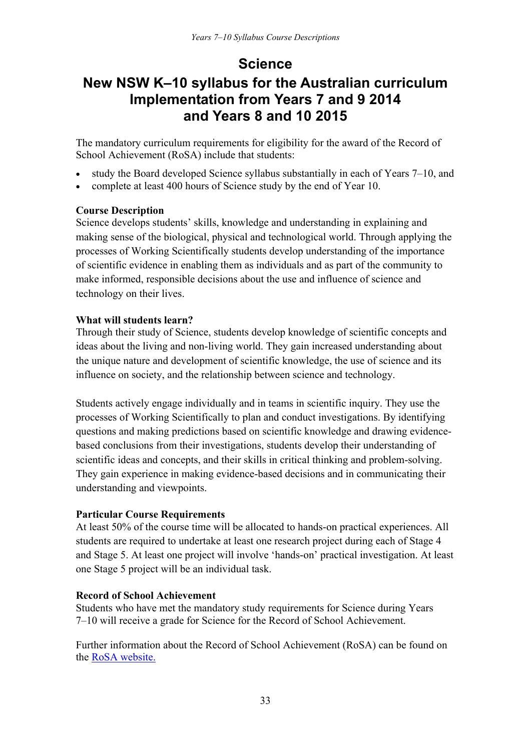# Science

# New NSW K–10 syllabus for the Australian curriculum Implementation from Years 7 and 9 2014 and Years 8 and 10 2015

The mandatory curriculum requirements for eligibility for the award of the Record of School Achievement (RoSA) include that students:

- study the Board developed Science syllabus substantially in each of Years 7–10, and
- complete at least 400 hours of Science study by the end of Year 10.

**Course Description**

Science develops students' skills, knowledge and understanding in explaining and making sense of the biological, physical and technological world. Through applying the processes of Working Scientifically students develop understanding of the importance of scientific evidence in enabling them as individuals and as part of the community to make informed, responsible decisions about the use and influence of science and technology on their lives.

**What will students learn?**

Through their study of Science, students develop knowledge of scientific concepts and ideas about the living and non-living world. They gain increased understanding about the unique nature and development of scientific knowledge, the use of science and its influence on society, and the relationship between science and technology.

Students actively engage individually and in teams in scientific inquiry. They use the processes of Working Scientifically to plan and conduct investigations. By identifying questions and making predictions based on scientific knowledge and drawing evidence-based conclusions from their investigations, students develop their understanding of scientific ideas and concepts, and their skills in critical thinking and problem-solving. They gain experience in making evidence-based decisions and in communicating their understanding and viewpoints.

**Particular Course Requirements**

At least 50% of the course time will be allocated to hands-on practical experiences. All students are required to undertake at least one research project during each of Stage 4 and Stage 5. At least one project will involve 'hands-on' practical investigation. At least one Stage 5 project will be an individual task.

**Record of School Achievement**

Students who have met the mandatory study requirements for Science during Years 7–10 will receive a grade for Science for the Record of School Achievement.

Further information about the Record of School Achievement (RoSA) can be found on the RoSA website.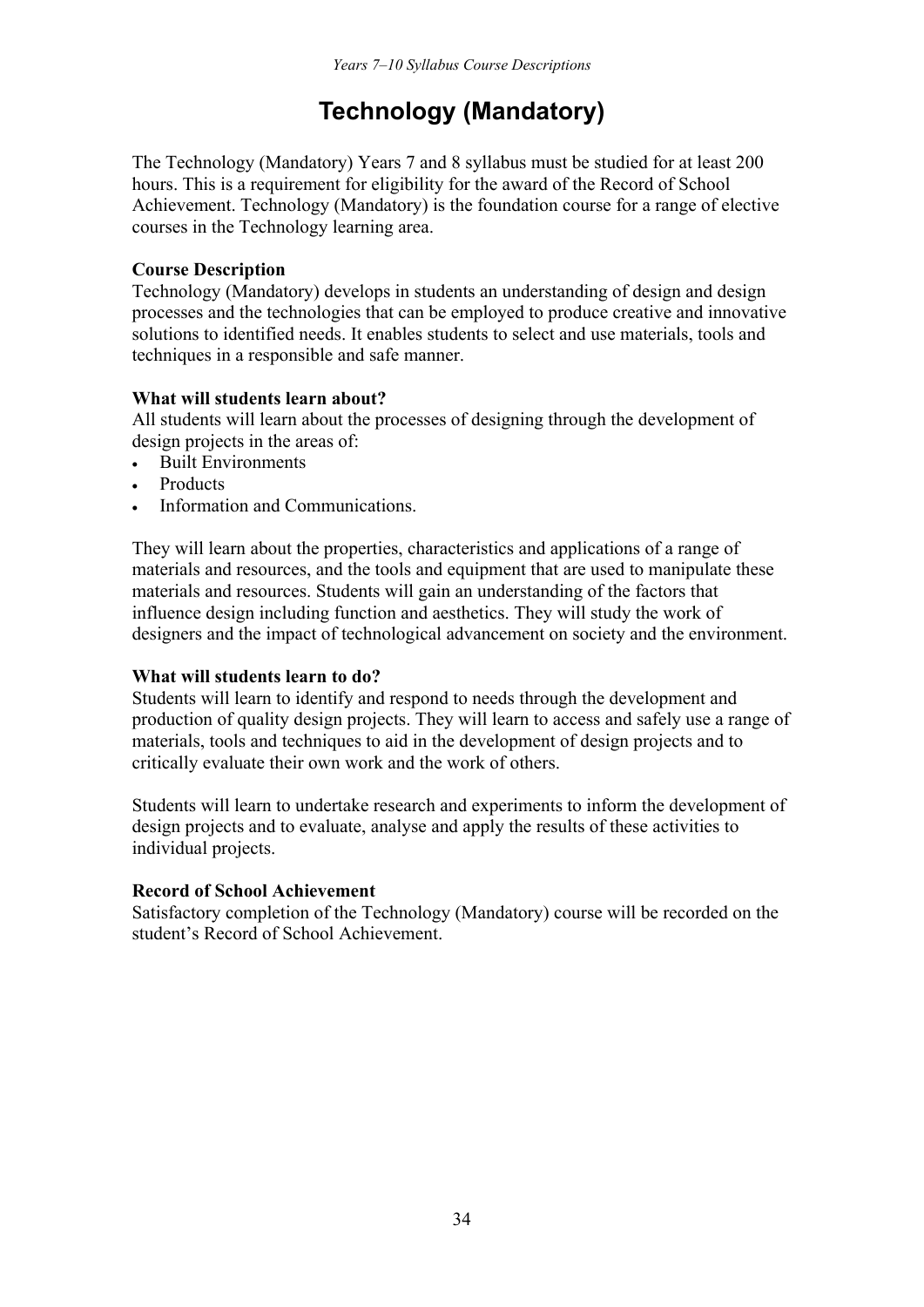# Technology (Mandatory)

The Technology (Mandatory) Years 7 and 8 syllabus must be studied for at least 200 hours. This is a requirement for eligibility for the award of the Record of School Achievement. Technology (Mandatory) is the foundation course for a range of elective courses in the Technology learning area.

**Course Description**
Technology (Mandatory) develops in students an understanding of design and design processes and the technologies that can be employed to produce creative and innovative solutions to identified needs. It enables students to select and use materials, tools and techniques in a responsible and safe manner.

**What will students learn about?**
All students will learn about the processes of designing through the development of design projects in the areas of:

- Built Environments
- Products
- Information and Communications.

They will learn about the properties, characteristics and applications of a range of materials and resources, and the tools and equipment that are used to manipulate these materials and resources. Students will gain an understanding of the factors that influence design including function and aesthetics. They will study the work of designers and the impact of technological advancement on society and the environment.

**What will students learn to do?**
Students will learn to identify and respond to needs through the development and production of quality design projects. They will learn to access and safely use a range of materials, tools and techniques to aid in the development of design projects and to critically evaluate their own work and the work of others.

Students will learn to undertake research and experiments to inform the development of design projects and to evaluate, analyse and apply the results of these activities to individual projects.

**Record of School Achievement**
Satisfactory completion of the Technology (Mandatory) course will be recorded on the student's Record of School Achievement.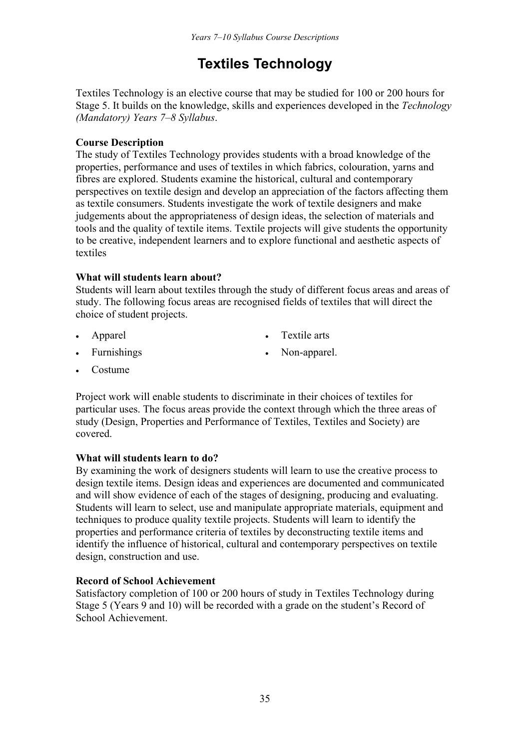# Textiles Technology

Textiles Technology is an elective course that may be studied for 100 or 200 hours for Stage 5. It builds on the knowledge, skills and experiences developed in the *Technology (Mandatory) Years 7–8 Syllabus*.

**Course Description**

The study of Textiles Technology provides students with a broad knowledge of the properties, performance and uses of textiles in which fabrics, colouration, yarns and fibres are explored. Students examine the historical, cultural and contemporary perspectives on textile design and develop an appreciation of the factors affecting them as textile consumers. Students investigate the work of textile designers and make judgements about the appropriateness of design ideas, the selection of materials and tools and the quality of textile items. Textile projects will give students the opportunity to be creative, independent learners and to explore functional and aesthetic aspects of textiles

**What will students learn about?**

Students will learn about textiles through the study of different focus areas and areas of study. The following focus areas are recognised fields of textiles that will direct the choice of student projects.

- Apparel
- Furnishings
- Costume
- Textile arts
- Non-apparel.

Project work will enable students to discriminate in their choices of textiles for particular uses. The focus areas provide the context through which the three areas of study (Design, Properties and Performance of Textiles, Textiles and Society) are covered.

**What will students learn to do?**

By examining the work of designers students will learn to use the creative process to design textile items. Design ideas and experiences are documented and communicated and will show evidence of each of the stages of designing, producing and evaluating. Students will learn to select, use and manipulate appropriate materials, equipment and techniques to produce quality textile projects. Students will learn to identify the properties and performance criteria of textiles by deconstructing textile items and identify the influence of historical, cultural and contemporary perspectives on textile design, construction and use.

**Record of School Achievement**

Satisfactory completion of 100 or 200 hours of study in Textiles Technology during Stage 5 (Years 9 and 10) will be recorded with a grade on the student's Record of School Achievement.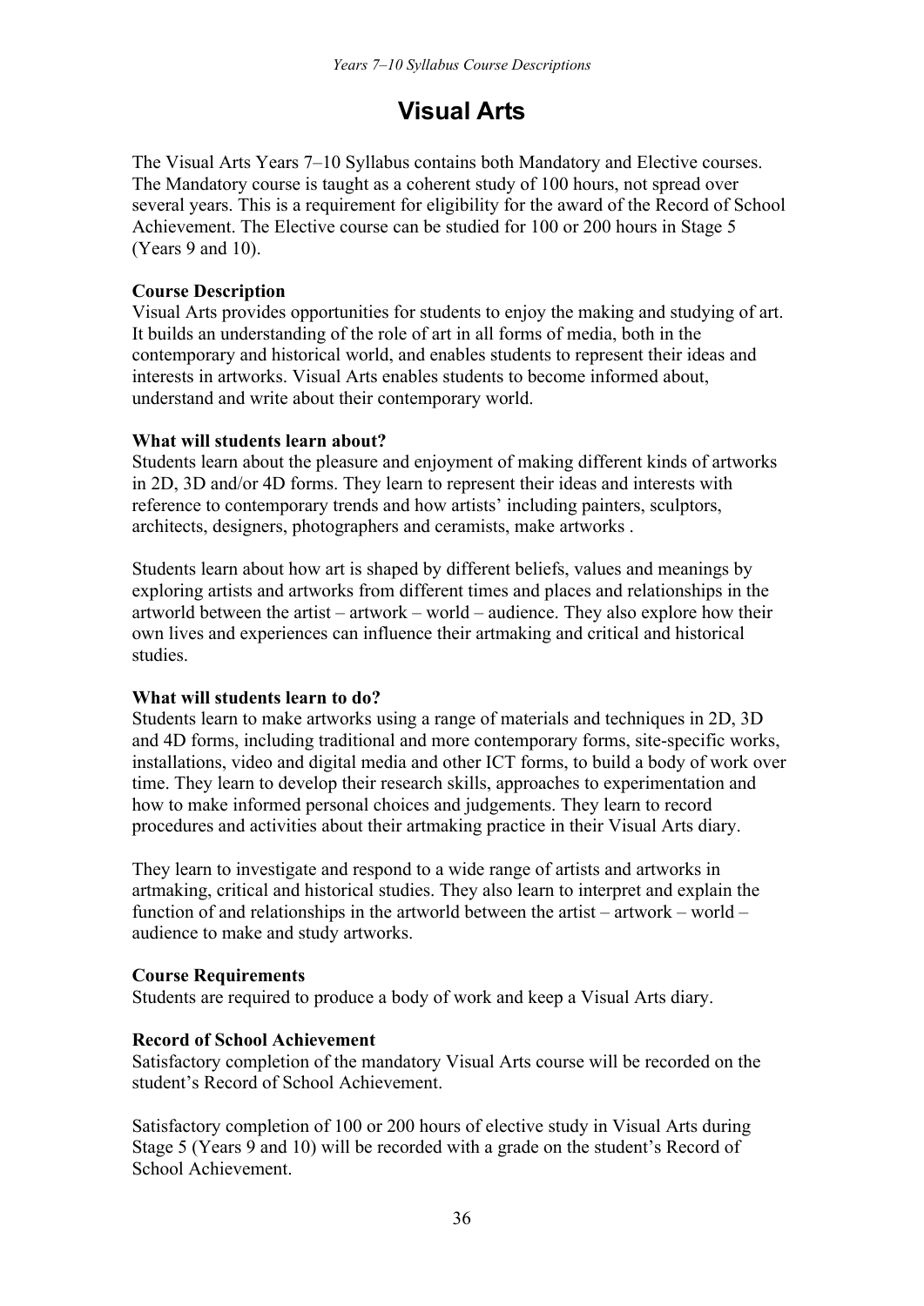# Visual Arts

The Visual Arts Years 7–10 Syllabus contains both Mandatory and Elective courses. The Mandatory course is taught as a coherent study of 100 hours, not spread over several years. This is a requirement for eligibility for the award of the Record of School Achievement. The Elective course can be studied for 100 or 200 hours in Stage 5 (Years 9 and 10).

**Course Description**

Visual Arts provides opportunities for students to enjoy the making and studying of art. It builds an understanding of the role of art in all forms of media, both in the contemporary and historical world, and enables students to represent their ideas and interests in artworks. Visual Arts enables students to become informed about, understand and write about their contemporary world.

**What will students learn about?**

Students learn about the pleasure and enjoyment of making different kinds of artworks in 2D, 3D and/or 4D forms. They learn to represent their ideas and interests with reference to contemporary trends and how artists' including painters, sculptors, architects, designers, photographers and ceramists, make artworks .

Students learn about how art is shaped by different beliefs, values and meanings by exploring artists and artworks from different times and places and relationships in the artworld between the artist – artwork – world – audience. They also explore how their own lives and experiences can influence their artmaking and critical and historical studies.

**What will students learn to do?**

Students learn to make artworks using a range of materials and techniques in 2D, 3D and 4D forms, including traditional and more contemporary forms, site-specific works, installations, video and digital media and other ICT forms, to build a body of work over time. They learn to develop their research skills, approaches to experimentation and how to make informed personal choices and judgements. They learn to record procedures and activities about their artmaking practice in their Visual Arts diary.

They learn to investigate and respond to a wide range of artists and artworks in artmaking, critical and historical studies. They also learn to interpret and explain the function of and relationships in the artworld between the artist – artwork – world – audience to make and study artworks.

**Course Requirements**

Students are required to produce a body of work and keep a Visual Arts diary.

**Record of School Achievement**

Satisfactory completion of the mandatory Visual Arts course will be recorded on the student's Record of School Achievement.

Satisfactory completion of 100 or 200 hours of elective study in Visual Arts during Stage 5 (Years 9 and 10) will be recorded with a grade on the student's Record of School Achievement.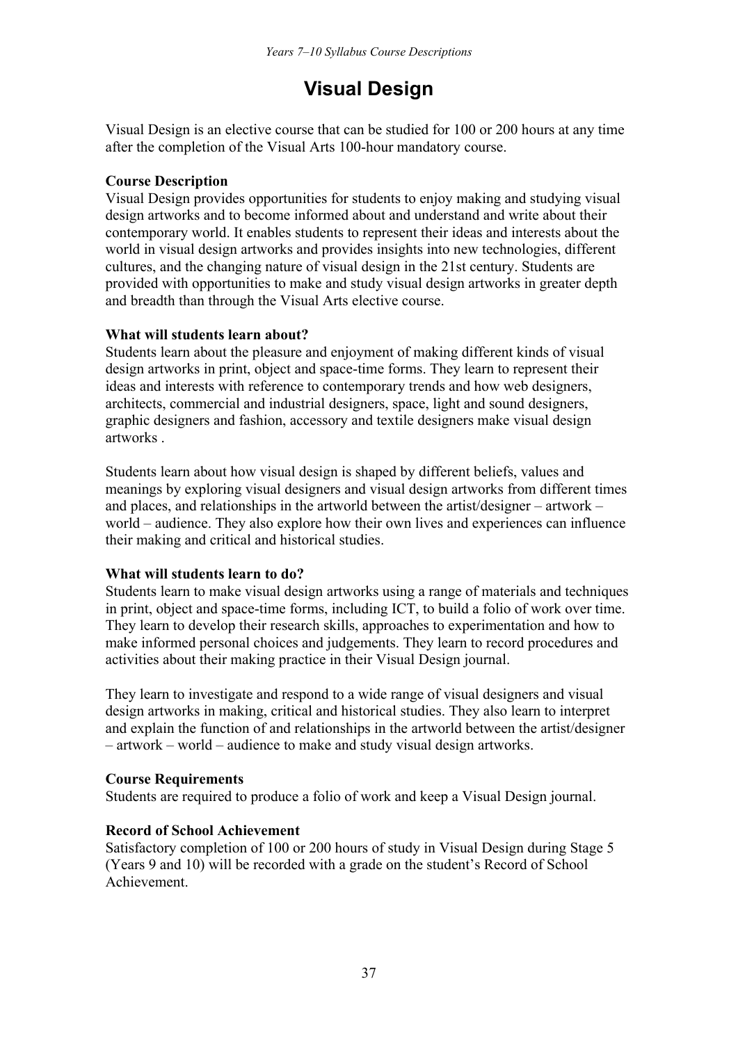# Visual Design

Visual Design is an elective course that can be studied for 100 or 200 hours at any time after the completion of the Visual Arts 100-hour mandatory course.

**Course Description**

Visual Design provides opportunities for students to enjoy making and studying visual design artworks and to become informed about and understand and write about their contemporary world. It enables students to represent their ideas and interests about the world in visual design artworks and provides insights into new technologies, different cultures, and the changing nature of visual design in the 21st century. Students are provided with opportunities to make and study visual design artworks in greater depth and breadth than through the Visual Arts elective course.

**What will students learn about?**

Students learn about the pleasure and enjoyment of making different kinds of visual design artworks in print, object and space-time forms. They learn to represent their ideas and interests with reference to contemporary trends and how web designers, architects, commercial and industrial designers, space, light and sound designers, graphic designers and fashion, accessory and textile designers make visual design artworks .

Students learn about how visual design is shaped by different beliefs, values and meanings by exploring visual designers and visual design artworks from different times and places, and relationships in the artworld between the artist/designer – artwork – world – audience. They also explore how their own lives and experiences can influence their making and critical and historical studies.

**What will students learn to do?**

Students learn to make visual design artworks using a range of materials and techniques in print, object and space-time forms, including ICT, to build a folio of work over time. They learn to develop their research skills, approaches to experimentation and how to make informed personal choices and judgements. They learn to record procedures and activities about their making practice in their Visual Design journal.

They learn to investigate and respond to a wide range of visual designers and visual design artworks in making, critical and historical studies. They also learn to interpret and explain the function of and relationships in the artworld between the artist/designer – artwork – world – audience to make and study visual design artworks.

**Course Requirements**

Students are required to produce a folio of work and keep a Visual Design journal.

**Record of School Achievement**

Satisfactory completion of 100 or 200 hours of study in Visual Design during Stage 5 (Years 9 and 10) will be recorded with a grade on the student's Record of School Achievement.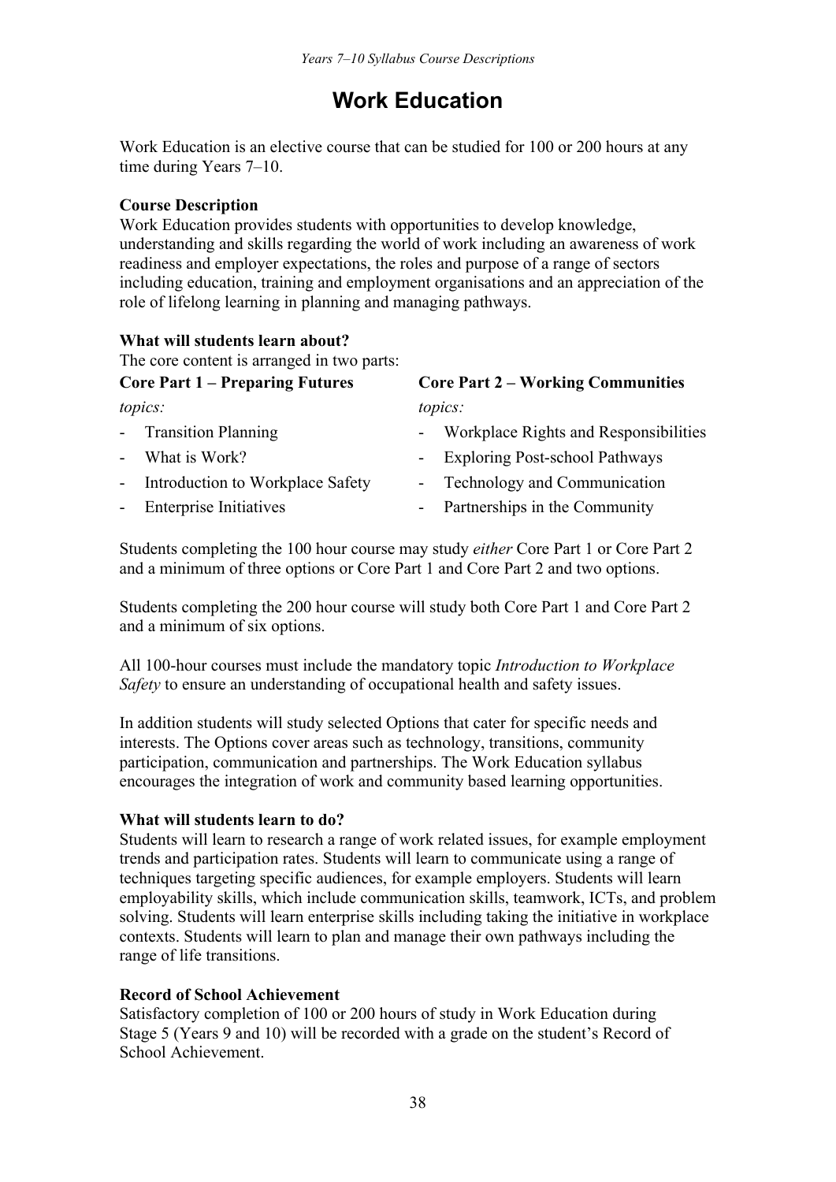# Work Education

Work Education is an elective course that can be studied for 100 or 200 hours at any time during Years 7–10.

**Course Description**
Work Education provides students with opportunities to develop knowledge, understanding and skills regarding the world of work including an awareness of work readiness and employer expectations, the roles and purpose of a range of sectors including education, training and employment organisations and an appreciation of the role of lifelong learning in planning and managing pathways.

**What will students learn about?**
The core content is arranged in two parts:

**Core Part 1 – Preparing Futures**

*topics:*

- Transition Planning
- What is Work?
- Introduction to Workplace Safety
- Enterprise Initiatives

**Core Part 2 – Working Communities**

*topics:*

- Workplace Rights and Responsibilities
- Exploring Post-school Pathways
- Technology and Communication
- Partnerships in the Community

Students completing the 100 hour course may study *either* Core Part 1 or Core Part 2 and a minimum of three options or Core Part 1 and Core Part 2 and two options.

Students completing the 200 hour course will study both Core Part 1 and Core Part 2 and a minimum of six options.

All 100-hour courses must include the mandatory topic *Introduction to Workplace Safety* to ensure an understanding of occupational health and safety issues.

In addition students will study selected Options that cater for specific needs and interests. The Options cover areas such as technology, transitions, community participation, communication and partnerships. The Work Education syllabus encourages the integration of work and community based learning opportunities.

**What will students learn to do?**
Students will learn to research a range of work related issues, for example employment trends and participation rates. Students will learn to communicate using a range of techniques targeting specific audiences, for example employers. Students will learn employability skills, which include communication skills, teamwork, ICTs, and problem solving. Students will learn enterprise skills including taking the initiative in workplace contexts. Students will learn to plan and manage their own pathways including the range of life transitions.

**Record of School Achievement**
Satisfactory completion of 100 or 200 hours of study in Work Education during Stage 5 (Years 9 and 10) will be recorded with a grade on the student's Record of School Achievement.